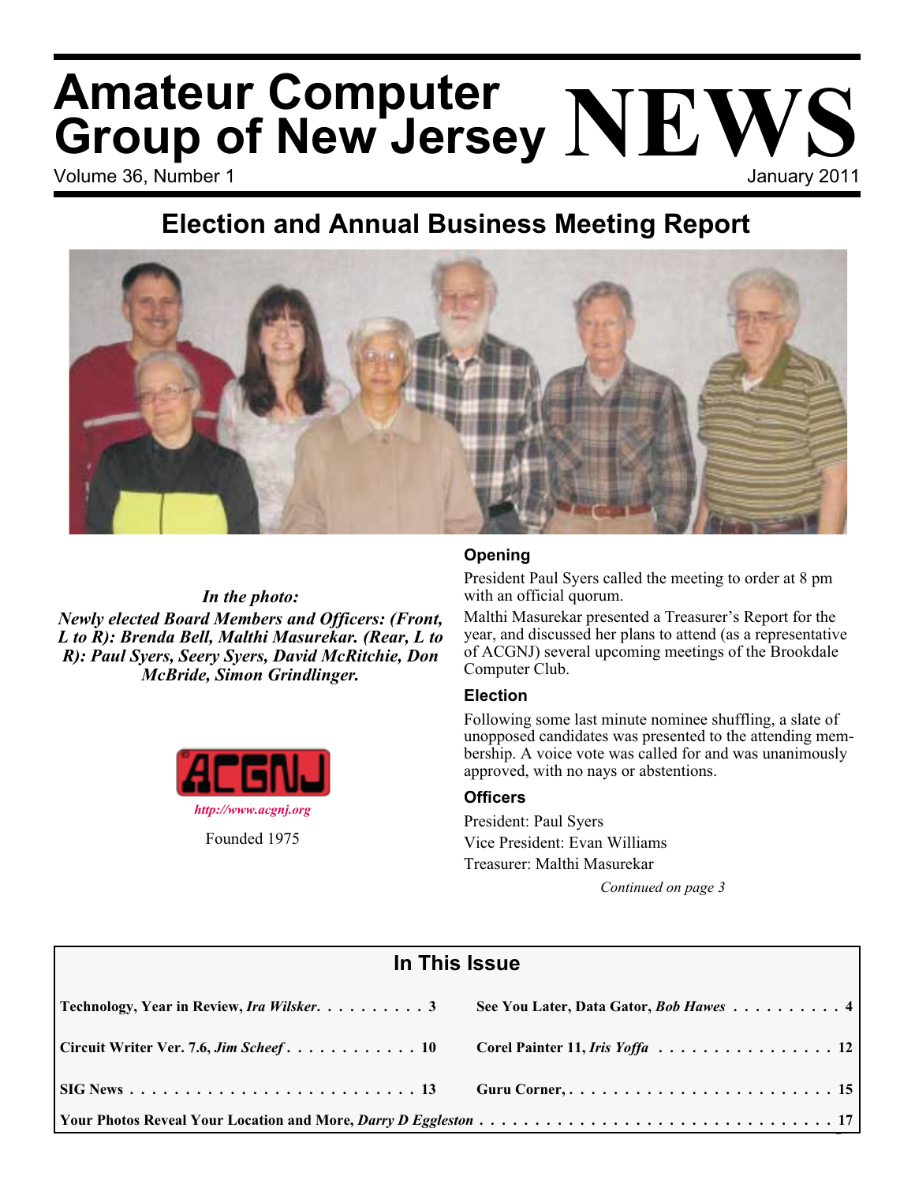# Amateur Computer Group of New Jersey NEWS

Volume 36, Number 1 — January 2011

## Election and Annual Business Meeting Report

***In the photo:***

***Newly elected Board Members and Officers: (Front, L to R): Brenda Bell, Malthi Masurekar. (Rear, L to R): Paul Syers, Seery Syers, David McRitchie, Don McBride, Simon Grindlinger.***

*http://www.acgnj.org*

Founded 1975

### Opening

President Paul Syers called the meeting to order at 8 pm with an official quorum.

Malthi Masurekar presented a Treasurer's Report for the year, and discussed her plans to attend (as a representative of ACGNJ) several upcoming meetings of the Brookdale Computer Club.

### Election

Following some last minute nominee shuffling, a slate of unopposed candidates was presented to the attending membership. A voice vote was called for and was unanimously approved, with no nays or abstentions.

### Officers

President: Paul Syers

Vice President: Evan Williams

Treasurer: Malthi Masurekar

*Continued on page 3*

## In This Issue

| | |
|---|---|
| **Technology, Year in Review,** ***Ira Wilsker*** . . . . . . . . . . 3 | **See You Later, Data Gator,** ***Bob Hawes*** . . . . . . . . . . 4 |
| **Circuit Writer Ver. 7.6,** ***Jim Scheef*** . . . . . . . . . . . . 10 | **Corel Painter 11,** ***Iris Yoffa*** . . . . . . . . . . . . . . . . 12 |
| **SIG News** . . . . . . . . . . . . . . . . . . . . . . . . . . 13 | **Guru Corner,** . . . . . . . . . . . . . . . . . . . . . . . . 15 |
| **Your Photos Reveal Your Location and More,** ***Darry D Eggleston*** . . . . . . . . . . . . . . . . . . . . . . . . . . . . . . . 17 | |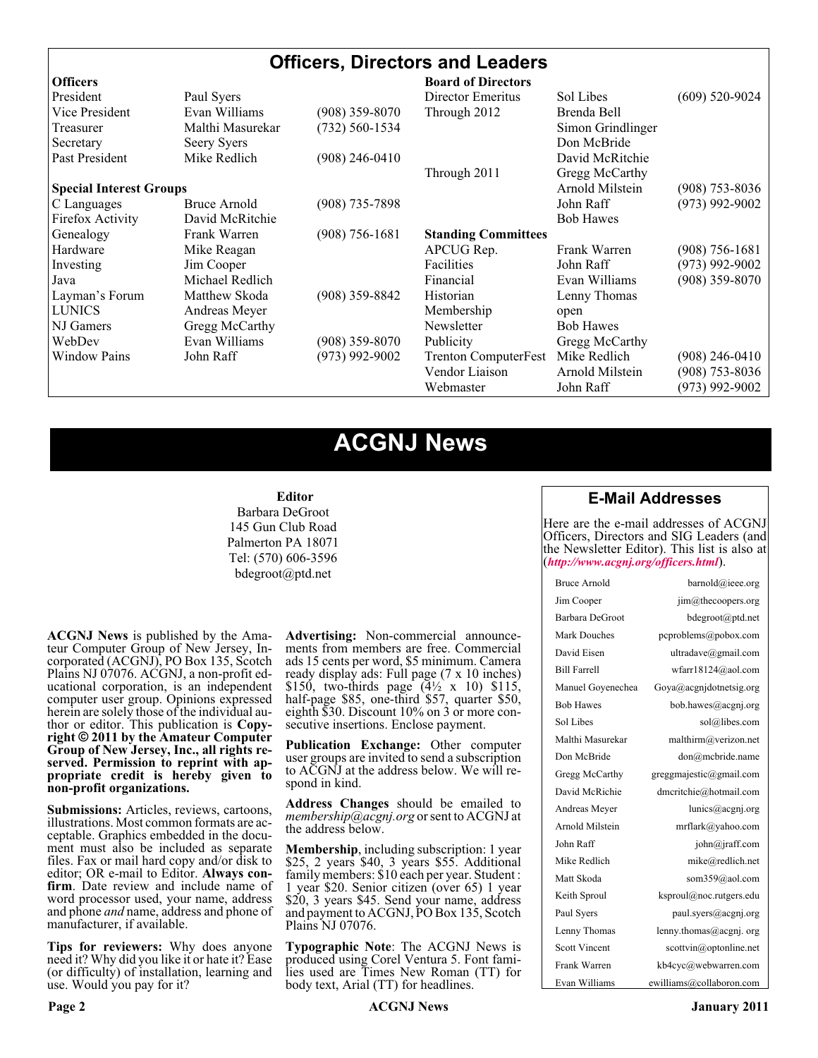# Officers, Directors and Leaders

| **Officers** | | | **Board of Directors** | | |
|---|---|---|---|---|---|
| President | Paul Syers | | Director Emeritus | Sol Libes | (609) 520-9024 |
| Vice President | Evan Williams | (908) 359-8070 | Through 2012 | Brenda Bell | |
| Treasurer | Malthi Masurekar | (732) 560-1534 | | Simon Grindlinger | |
| Secretary | Seery Syers | | | Don McBride | |
| Past President | Mike Redlich | (908) 246-0410 | | David McRitchie | |
| | | | Through 2011 | Gregg McCarthy | |
| **Special Interest Groups** | | | | Arnold Milstein | (908) 753-8036 |
| C Languages | Bruce Arnold | (908) 735-7898 | | John Raff | (973) 992-9002 |
| Firefox Activity | David McRitchie | | | Bob Hawes | |
| Genealogy | Frank Warren | (908) 756-1681 | **Standing Committees** | | |
| Hardware | Mike Reagan | | APCUG Rep. | Frank Warren | (908) 756-1681 |
| Investing | Jim Cooper | | Facilities | John Raff | (973) 992-9002 |
| Java | Michael Redlich | | Financial | Evan Williams | (908) 359-8070 |
| Layman's Forum | Matthew Skoda | (908) 359-8842 | Historian | Lenny Thomas | |
| LUNICS | Andreas Meyer | | Membership | open | |
| NJ Gamers | Gregg McCarthy | | Newsletter | Bob Hawes | |
| WebDev | Evan Williams | (908) 359-8070 | Publicity | Gregg McCarthy | |
| Window Pains | John Raff | (973) 992-9002 | Trenton ComputerFest | Mike Redlich | (908) 246-0410 |
| | | | Vendor Liaison | Arnold Milstein | (908) 753-8036 |
| | | | Webmaster | John Raff | (973) 992-9002 |

# ACGNJ News

**Editor**
Barbara DeGroot
145 Gun Club Road
Palmerton PA 18071
Tel: (570) 606-3596
bdegroot@ptd.net

**ACGNJ News** is published by the Amateur Computer Group of New Jersey, Incorporated (ACGNJ), PO Box 135, Scotch Plains NJ 07076. ACGNJ, a non-profit educational corporation, is an independent computer user group. Opinions expressed herein are solely those of the individual author or editor. This publication is **Copyright © 2011 by the Amateur Computer Group of New Jersey, Inc., all rights reserved. Permission to reprint with appropriate credit is hereby given to non-profit organizations.**

**Submissions:** Articles, reviews, cartoons, illustrations. Most common formats are acceptable. Graphics embedded in the document must also be included as separate files. Fax or mail hard copy and/or disk to editor; OR e-mail to Editor. **Always confirm**. Date review and include name of word processor used, your name, address and phone *and* name, address and phone of manufacturer, if available.

**Tips for reviewers:** Why does anyone need it? Why did you like it or hate it? Ease (or difficulty) of installation, learning and use. Would you pay for it?

**Advertising:** Non-commercial announcements from members are free. Commercial ads 15 cents per word, $5 minimum. Camera ready display ads: Full page (7 x 10 inches) $150, two-thirds page (4½ x 10) $115, half-page $85, one-third $57, quarter $50, eighth $30. Discount 10% on 3 or more consecutive insertions. Enclose payment.

**Publication Exchange:** Other computer user groups are invited to send a subscription to ACGNJ at the address below. We will respond in kind.

**Address Changes** should be emailed to *membership@acgnj.org* or sent to ACGNJ at the address below.

**Membership**, including subscription: 1 year $25, 2 years $40, 3 years $55. Additional family members: $10 each per year. Student : 1 year $20. Senior citizen (over 65) 1 year $20, 3 years $45. Send your name, address and payment to ACGNJ, PO Box 135, Scotch Plains NJ 07076.

**Typographic Note**: The ACGNJ News is produced using Corel Ventura 5. Font families used are Times New Roman (TT) for body text, Arial (TT) for headlines.

## E-Mail Addresses

Here are the e-mail addresses of ACGNJ Officers, Directors and SIG Leaders (and the Newsletter Editor). This list is also at (***http://www.acgnj.org/officers.html***).

| Name | E-mail |
|---|---|
| Bruce Arnold | barnold@ieee.org |
| Jim Cooper | jim@thecoopers.org |
| Barbara DeGroot | bdegroot@ptd.net |
| Mark Douches | pcproblems@pobox.com |
| David Eisen | ultradave@gmail.com |
| Bill Farrell | wfarr18124@aol.com |
| Manuel Goyenechea | Goya@acgnjdotnetsig.org |
| Bob Hawes | bob.hawes@acgnj.org |
| Sol Libes | sol@libes.com |
| Malthi Masurekar | malthirm@verizon.net |
| Don McBride | don@mcbride.name |
| Gregg McCarthy | greggmajestic@gmail.com |
| David McRichie | dmcritchie@hotmail.com |
| Andreas Meyer | lunics@acgnj.org |
| Arnold Milstein | mrflark@yahoo.com |
| John Raff | john@jraff.com |
| Mike Redlich | mike@redlich.net |
| Matt Skoda | som359@aol.com |
| Keith Sproul | ksproul@noc.rutgers.edu |
| Paul Syers | paul.syers@acgnj.org |
| Lenny Thomas | lenny.thomas@acgnj. org |
| Scott Vincent | scottvin@optonline.net |
| Frank Warren | kb4cyc@webwarren.com |
| Evan Williams | ewilliams@collaboron.com |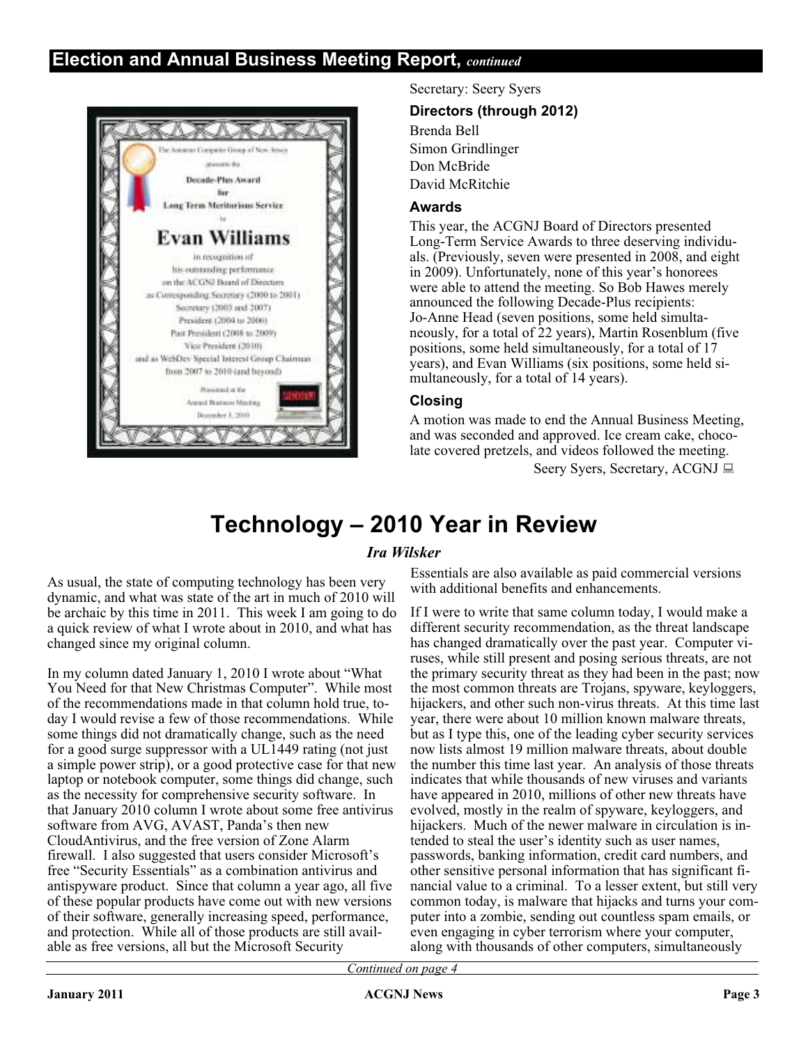## Election and Annual Business Meeting Report, *continued*

Secretary: Seery Syers

### Directors (through 2012)

Brenda Bell
Simon Grindlinger
Don McBride
David McRitchie

### Awards

This year, the ACGNJ Board of Directors presented Long-Term Service Awards to three deserving individuals. (Previously, seven were presented in 2008, and eight in 2009). Unfortunately, none of this year's honorees were able to attend the meeting. So Bob Hawes merely announced the following Decade-Plus recipients: Jo-Anne Head (seven positions, some held simultaneously, for a total of 22 years), Martin Rosenblum (five positions, some held simultaneously, for a total of 17 years), and Evan Williams (six positions, some held simultaneously, for a total of 14 years).

### Closing

A motion was made to end the Annual Business Meeting, and was seconded and approved. Ice cream cake, chocolate covered pretzels, and videos followed the meeting.

Seery Syers, Secretary, ACGNJ

# Technology – 2010 Year in Review

***Ira Wilsker***

As usual, the state of computing technology has been very dynamic, and what was state of the art in much of 2010 will be archaic by this time in 2011. This week I am going to do a quick review of what I wrote about in 2010, and what has changed since my original column.

In my column dated January 1, 2010 I wrote about "What You Need for that New Christmas Computer". While most of the recommendations made in that column hold true, today I would revise a few of those recommendations. While some things did not dramatically change, such as the need for a good surge suppressor with a UL1449 rating (not just a simple power strip), or a good protective case for that new laptop or notebook computer, some things did change, such as the necessity for comprehensive security software. In that January 2010 column I wrote about some free antivirus software from AVG, AVAST, Panda's then new CloudAntivirus, and the free version of Zone Alarm firewall. I also suggested that users consider Microsoft's free "Security Essentials" as a combination antivirus and antispyware product. Since that column a year ago, all five of these popular products have come out with new versions of their software, generally increasing speed, performance, and protection. While all of those products are still available as free versions, all but the Microsoft Security Essentials are also available as paid commercial versions with additional benefits and enhancements.

If I were to write that same column today, I would make a different security recommendation, as the threat landscape has changed dramatically over the past year. Computer viruses, while still present and posing serious threats, are not the primary security threat as they had been in the past; now the most common threats are Trojans, spyware, keyloggers, hijackers, and other such non-virus threats. At this time last year, there were about 10 million known malware threats, but as I type this, one of the leading cyber security services now lists almost 19 million malware threats, about double the number this time last year. An analysis of those threats indicates that while thousands of new viruses and variants have appeared in 2010, millions of other new threats have evolved, mostly in the realm of spyware, keyloggers, and hijackers. Much of the newer malware in circulation is intended to steal the user's identity such as user names, passwords, banking information, credit card numbers, and other sensitive personal information that has significant financial value to a criminal. To a lesser extent, but still very common today, is malware that hijacks and turns your computer into a zombie, sending out countless spam emails, or even engaging in cyber terrorism where your computer, along with thousands of other computers, simultaneously

*Continued on page 4*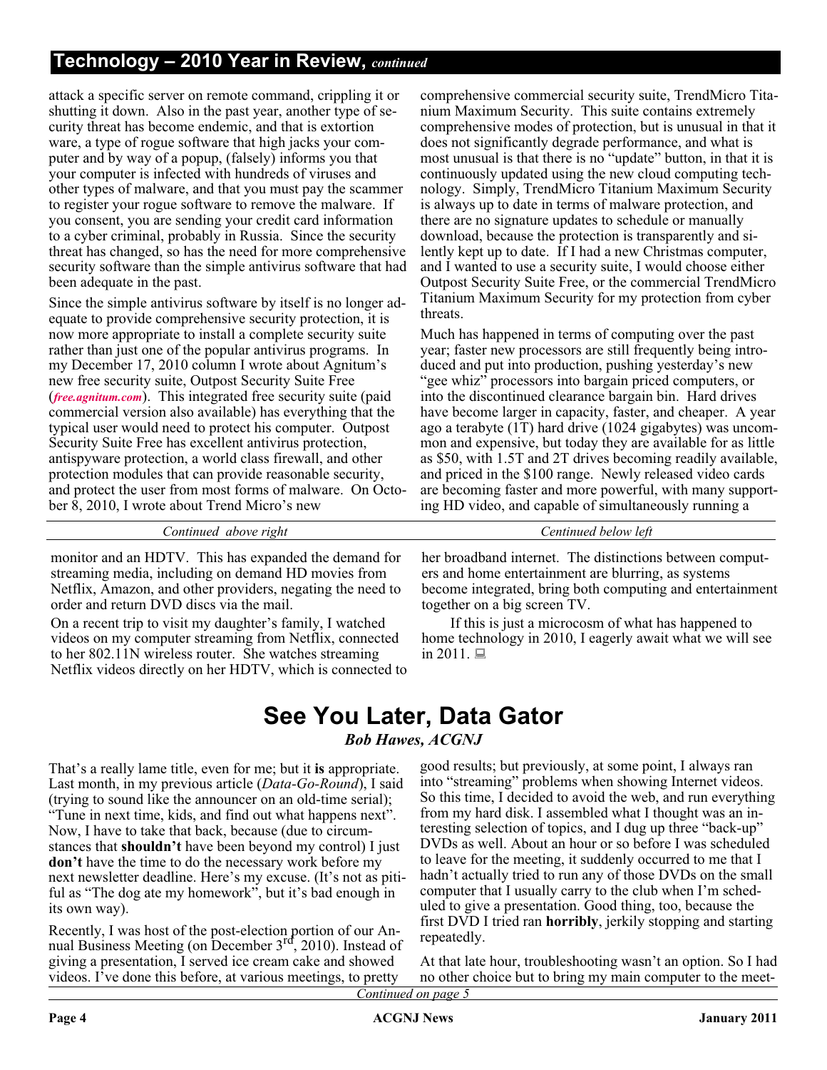## Technology – 2010 Year in Review, *continued*

attack a specific server on remote command, crippling it or shutting it down. Also in the past year, another type of security threat has become endemic, and that is extortion ware, a type of rogue software that high jacks your computer and by way of a popup, (falsely) informs you that your computer is infected with hundreds of viruses and other types of malware, and that you must pay the scammer to register your rogue software to remove the malware. If you consent, you are sending your credit card information to a cyber criminal, probably in Russia. Since the security threat has changed, so has the need for more comprehensive security software than the simple antivirus software that had been adequate in the past.

Since the simple antivirus software by itself is no longer adequate to provide comprehensive security protection, it is now more appropriate to install a complete security suite rather than just one of the popular antivirus programs. In my December 17, 2010 column I wrote about Agnitum's new free security suite, Outpost Security Suite Free (*free.agnitum.com*). This integrated free security suite (paid commercial version also available) has everything that the typical user would need to protect his computer. Outpost Security Suite Free has excellent antivirus protection, antispyware protection, a world class firewall, and other protection modules that can provide reasonable security, and protect the user from most forms of malware. On October 8, 2010, I wrote about Trend Micro's new comprehensive commercial security suite, TrendMicro Titanium Maximum Security. This suite contains extremely comprehensive modes of protection, but is unusual in that it does not significantly degrade performance, and what is most unusual is that there is no "update" button, in that it is continuously updated using the new cloud computing technology. Simply, TrendMicro Titanium Maximum Security is always up to date in terms of malware protection, and there are no signature updates to schedule or manually download, because the protection is transparently and silently kept up to date. If I had a new Christmas computer, and I wanted to use a security suite, I would choose either Outpost Security Suite Free, or the commercial TrendMicro Titanium Maximum Security for my protection from cyber threats.

Much has happened in terms of computing over the past year; faster new processors are still frequently being introduced and put into production, pushing yesterday's new "gee whiz" processors into bargain priced computers, or into the discontinued clearance bargain bin. Hard drives have become larger in capacity, faster, and cheaper. A year ago a terabyte (1T) hard drive (1024 gigabytes) was uncommon and expensive, but today they are available for as little as $50, with 1.5T and 2T drives becoming readily available, and priced in the $100 range. Newly released video cards are becoming faster and more powerful, with many supporting HD video, and capable of simultaneously running a monitor and an HDTV. This has expanded the demand for streaming media, including on demand HD movies from Netflix, Amazon, and other providers, negating the need to order and return DVD discs via the mail.

On a recent trip to visit my daughter's family, I watched videos on my computer streaming from Netflix, connected to her 802.11N wireless router. She watches streaming Netflix videos directly on her HDTV, which is connected to her broadband internet. The distinctions between computers and home entertainment are blurring, as systems become integrated, bring both computing and entertainment together on a big screen TV.

If this is just a microcosm of what has happened to home technology in 2010, I eagerly await what we will see in 2011.

# See You Later, Data Gator

***Bob Hawes, ACGNJ***

That's a really lame title, even for me; but it **is** appropriate. Last month, in my previous article (*Data-Go-Round*), I said (trying to sound like the announcer on an old-time serial); "Tune in next time, kids, and find out what happens next". Now, I have to take that back, because (due to circumstances that **shouldn't** have been beyond my control) I just **don't** have the time to do the necessary work before my next newsletter deadline. Here's my excuse. (It's not as pitiful as "The dog ate my homework", but it's bad enough in its own way).

Recently, I was host of the post-election portion of our Annual Business Meeting (on December 3rd, 2010). Instead of giving a presentation, I served ice cream cake and showed videos. I've done this before, at various meetings, to pretty good results; but previously, at some point, I always ran into "streaming" problems when showing Internet videos. So this time, I decided to avoid the web, and run everything from my hard disk. I assembled what I thought was an interesting selection of topics, and I dug up three "back-up" DVDs as well. About an hour or so before I was scheduled to leave for the meeting, it suddenly occurred to me that I hadn't actually tried to run any of those DVDs on the small computer that I usually carry to the club when I'm scheduled to give a presentation. Good thing, too, because the first DVD I tried ran **horribly**, jerkily stopping and starting repeatedly.

At that late hour, troubleshooting wasn't an option. So I had no other choice but to bring my main computer to the meet-

*Continued on page 5*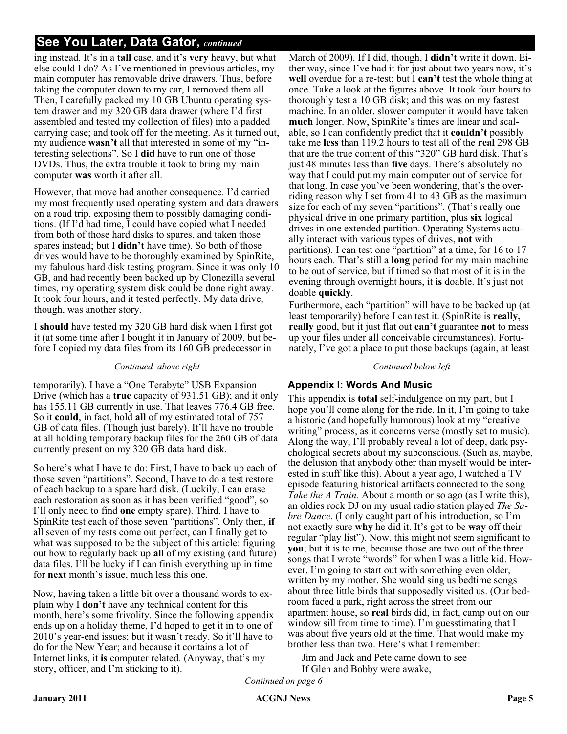## See You Later, Data Gator, *continued*

ing instead. It's in a **tall** case, and it's **very** heavy, but what else could I do? As I've mentioned in previous articles, my main computer has removable drive drawers. Thus, before taking the computer down to my car, I removed them all. Then, I carefully packed my 10 GB Ubuntu operating system drawer and my 320 GB data drawer (where I'd first assembled and tested my collection of files) into a padded carrying case; and took off for the meeting. As it turned out, my audience **wasn't** all that interested in some of my "interesting selections". So I **did** have to run one of those DVDs. Thus, the extra trouble it took to bring my main computer **was** worth it after all.

However, that move had another consequence. I'd carried my most frequently used operating system and data drawers on a road trip, exposing them to possibly damaging conditions. (If I'd had time, I could have copied what I needed from both of those hard disks to spares, and taken those spares instead; but I **didn't** have time). So both of those drives would have to be thoroughly examined by SpinRite, my fabulous hard disk testing program. Since it was only 10 GB, and had recently been backed up by Clonezilla several times, my operating system disk could be done right away. It took four hours, and it tested perfectly. My data drive, though, was another story.

I **should** have tested my 320 GB hard disk when I first got it (at some time after I bought it in January of 2009, but before I copied my data files from its 160 GB predecessor in March of 2009). If I did, though, I **didn't** write it down. Either way, since I've had it for just about two years now, it's **well** overdue for a re-test; but I **can't** test the whole thing at once. Take a look at the figures above. It took four hours to thoroughly test a 10 GB disk; and this was on my fastest machine. In an older, slower computer it would have taken **much** longer. Now, SpinRite's times are linear and scalable, so I can confidently predict that it **couldn't** possibly take me **less** than 119.2 hours to test all of the **real** 298 GB that are the true content of this "320" GB hard disk. That's just 48 minutes less than **five** days. There's absolutely no way that I could put my main computer out of service for that long. In case you've been wondering, that's the overriding reason why I set from 41 to 43 GB as the maximum size for each of my seven "partitions". (That's really one physical drive in one primary partition, plus **six** logical drives in one extended partition. Operating Systems actually interact with various types of drives, **not** with partitions). I can test one "partition" at a time, for 16 to 17 hours each. That's still a **long** period for my main machine to be out of service, but if timed so that most of it is in the evening through overnight hours, it **is** doable. It's just not doable **quickly**.

Furthermore, each "partition" will have to be backed up (at least temporarily) before I can test it. (SpinRite is **really, really** good, but it just flat out **can't** guarantee **not** to mess up your files under all conceivable circumstances). Fortunately, I've got a place to put those backups (again, at least temporarily). I have a "One Terabyte" USB Expansion Drive (which has a **true** capacity of 931.51 GB); and it only has 155.11 GB currently in use. That leaves 776.4 GB free. So it **could**, in fact, hold **all** of my estimated total of 757 GB of data files. (Though just barely). It'll have no trouble at all holding temporary backup files for the 260 GB of data currently present on my 320 GB data hard disk.

So here's what I have to do: First, I have to back up each of those seven "partitions". Second, I have to do a test restore of each backup to a spare hard disk. (Luckily, I can erase each restoration as soon as it has been verified "good", so I'll only need to find **one** empty spare). Third, I have to SpinRite test each of those seven "partitions". Only then, **if** all seven of my tests come out perfect, can I finally get to what was supposed to be the subject of this article: figuring out how to regularly back up **all** of my existing (and future) data files. I'll be lucky if I can finish everything up in time for **next** month's issue, much less this one.

Now, having taken a little bit over a thousand words to explain why I **don't** have any technical content for this month, here's some frivolity. Since the following appendix ends up on a holiday theme, I'd hoped to get it in to one of 2010's year-end issues; but it wasn't ready. So it'll have to do for the New Year; and because it contains a lot of Internet links, it **is** computer related. (Anyway, that's my story, officer, and I'm sticking to it).

### Appendix I: Words And Music

This appendix is **total** self-indulgence on my part, but I hope you'll come along for the ride. In it, I'm going to take a historic (and hopefully humorous) look at my "creative writing" process, as it concerns verse (mostly set to music). Along the way, I'll probably reveal a lot of deep, dark psychological secrets about my subconscious. (Such as, maybe, the delusion that anybody other than myself would be interested in stuff like this). About a year ago, I watched a TV episode featuring historical artifacts connected to the song *Take the A Train*. About a month or so ago (as I write this), an oldies rock DJ on my usual radio station played *The Sabre Dance*. (I only caught part of his introduction, so I'm not exactly sure **why** he did it. It's got to be **way** off their regular "play list"). Now, this might not seem significant to **you**; but it is to me, because those are two out of the three songs that I wrote "words" for when I was a little kid. However, I'm going to start out with something even older, written by my mother. She would sing us bedtime songs about three little birds that supposedly visited us. (Our bedroom faced a park, right across the street from our apartment house, so **real** birds did, in fact, camp out on our window sill from time to time). I'm guesstimating that I was about five years old at the time. That would make my brother less than two. Here's what I remember:

Jim and Jack and Pete came down to see
If Glen and Bobby were awake,

*Continued on page 6*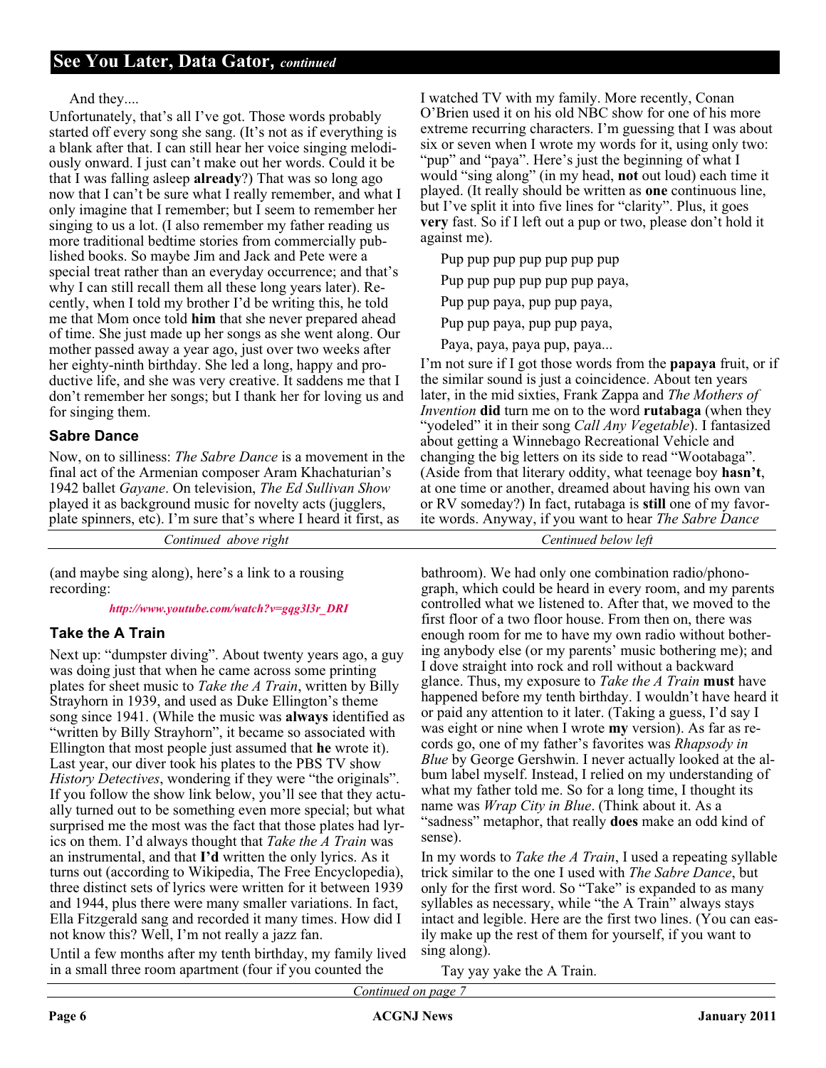## See You Later, Data Gator, *continued*

And they....

Unfortunately, that's all I've got. Those words probably started off every song she sang. (It's not as if everything is a blank after that. I can still hear her voice singing melodiously onward. I just can't make out her words. Could it be that I was falling asleep **already**?) That was so long ago now that I can't be sure what I really remember, and what I only imagine that I remember; but I seem to remember her singing to us a lot. (I also remember my father reading us more traditional bedtime stories from commercially published books. So maybe Jim and Jack and Pete were a special treat rather than an everyday occurrence; and that's why I can still recall them all these long years later). Recently, when I told my brother I'd be writing this, he told me that Mom once told **him** that she never prepared ahead of time. She just made up her songs as she went along. Our mother passed away a year ago, just over two weeks after her eighty-ninth birthday. She led a long, happy and productive life, and she was very creative. It saddens me that I don't remember her songs; but I thank her for loving us and for singing them.

### Sabre Dance

Now, on to silliness: *The Sabre Dance* is a movement in the final act of the Armenian composer Aram Khachaturian's 1942 ballet *Gayane*. On television, *The Ed Sullivan Show* played it as background music for novelty acts (jugglers, plate spinners, etc). I'm sure that's where I heard it first, as I watched TV with my family. More recently, Conan O'Brien used it on his old NBC show for one of his more extreme recurring characters. I'm guessing that I was about six or seven when I wrote my words for it, using only two: "pup" and "paya". Here's just the beginning of what I would "sing along" (in my head, **not** out loud) each time it played. (It really should be written as **one** continuous line, but I've split it into five lines for "clarity". Plus, it goes **very** fast. So if I left out a pup or two, please don't hold it against me).

Pup pup pup pup pup pup pup

Pup pup pup pup pup pup paya,

Pup pup paya, pup pup paya,

Pup pup paya, pup pup paya,

Paya, paya, paya pup, paya...

I'm not sure if I got those words from the **papaya** fruit, or if the similar sound is just a coincidence. About ten years later, in the mid sixties, Frank Zappa and *The Mothers of Invention* **did** turn me on to the word **rutabaga** (when they "yodeled" it in their song *Call Any Vegetable*). I fantasized about getting a Winnebago Recreational Vehicle and changing the big letters on its side to read "Wootabaga". (Aside from that literary oddity, what teenage boy **hasn't**, at one time or another, dreamed about having his own van or RV someday?) In fact, rutabaga is **still** one of my favorite words. Anyway, if you want to hear *The Sabre Dance* (and maybe sing along), here's a link to a rousing recording:

*http://www.youtube.com/watch?v=gqg3l3r_DRI*

### Take the A Train

Next up: "dumpster diving". About twenty years ago, a guy was doing just that when he came across some printing plates for sheet music to *Take the A Train*, written by Billy Strayhorn in 1939, and used as Duke Ellington's theme song since 1941. (While the music was **always** identified as "written by Billy Strayhorn", it became so associated with Ellington that most people just assumed that **he** wrote it). Last year, our diver took his plates to the PBS TV show *History Detectives*, wondering if they were "the originals". If you follow the show link below, you'll see that they actually turned out to be something even more special; but what surprised me the most was the fact that those plates had lyrics on them. I'd always thought that *Take the A Train* was an instrumental, and that **I'd** written the only lyrics. As it turns out (according to Wikipedia, The Free Encyclopedia), three distinct sets of lyrics were written for it between 1939 and 1944, plus there were many smaller variations. In fact, Ella Fitzgerald sang and recorded it many times. How did I not know this? Well, I'm not really a jazz fan.

Until a few months after my tenth birthday, my family lived in a small three room apartment (four if you counted the bathroom). We had only one combination radio/phonograph, which could be heard in every room, and my parents controlled what we listened to. After that, we moved to the first floor of a two floor house. From then on, there was enough room for me to have my own radio without bothering anybody else (or my parents' music bothering me); and I dove straight into rock and roll without a backward glance. Thus, my exposure to *Take the A Train* **must** have happened before my tenth birthday. I wouldn't have heard it or paid any attention to it later. (Taking a guess, I'd say I was eight or nine when I wrote **my** version). As far as records go, one of my father's favorites was *Rhapsody in Blue* by George Gershwin. I never actually looked at the album label myself. Instead, I relied on my understanding of what my father told me. So for a long time, I thought its name was *Wrap City in Blue*. (Think about it. As a "sadness" metaphor, that really **does** make an odd kind of sense).

In my words to *Take the A Train*, I used a repeating syllable trick similar to the one I used with *The Sabre Dance*, but only for the first word. So "Take" is expanded to as many syllables as necessary, while "the A Train" always stays intact and legible. Here are the first two lines. (You can easily make up the rest of them for yourself, if you want to sing along).

Tay yay yake the A Train.

*Continued on page 7*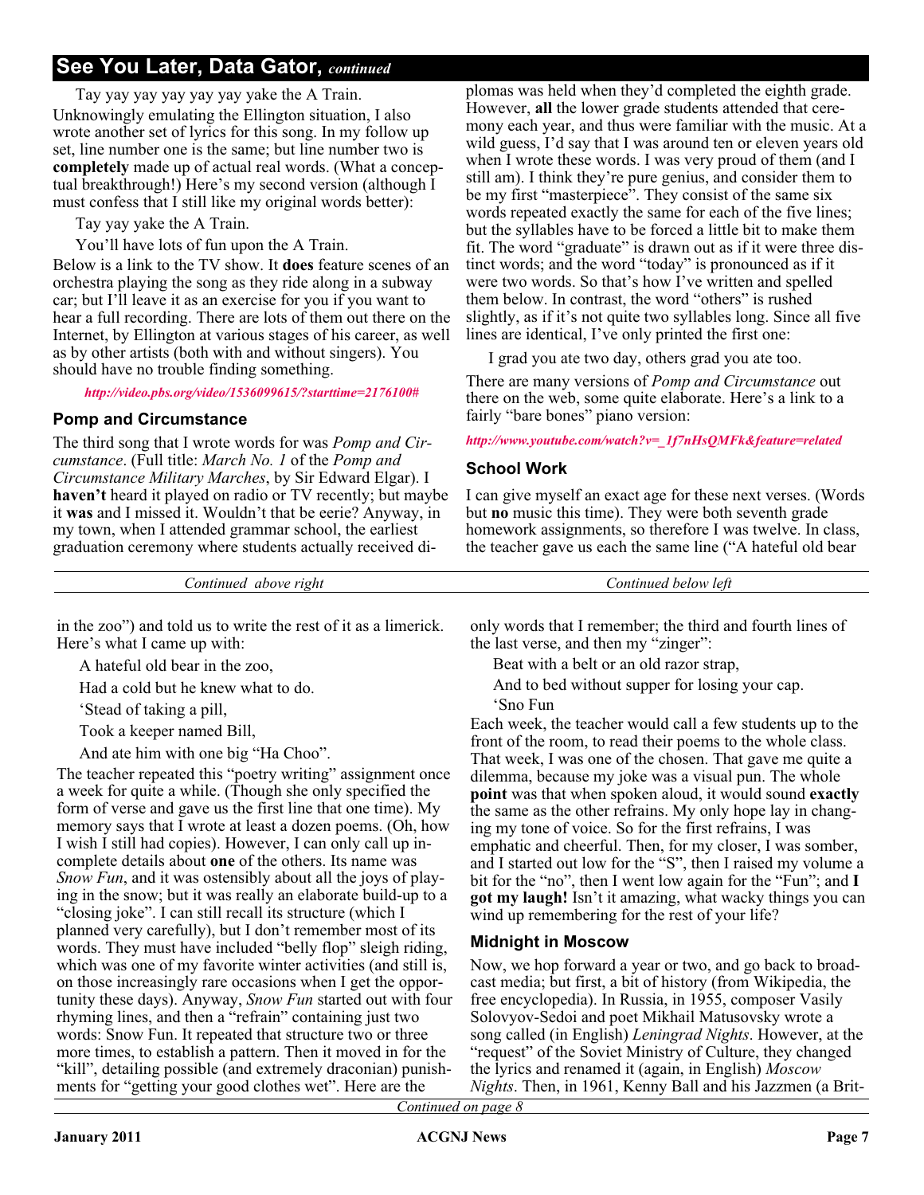## See You Later, Data Gator, *continued*

Tay yay yay yay yay yay yake the A Train.

Unknowingly emulating the Ellington situation, I also wrote another set of lyrics for this song. In my follow up set, line number one is the same; but line number two is **completely** made up of actual real words. (What a conceptual breakthrough!) Here's my second version (although I must confess that I still like my original words better):

Tay yay yake the A Train.

You'll have lots of fun upon the A Train.

Below is a link to the TV show. It **does** feature scenes of an orchestra playing the song as they ride along in a subway car; but I'll leave it as an exercise for you if you want to hear a full recording. There are lots of them out there on the Internet, by Ellington at various stages of his career, as well as by other artists (both with and without singers). You should have no trouble finding something.

*http://video.pbs.org/video/1536099615/?starttime=2176100#*

### Pomp and Circumstance

The third song that I wrote words for was *Pomp and Circumstance*. (Full title: *March No. 1* of the *Pomp and Circumstance Military Marches*, by Sir Edward Elgar). I **haven't** heard it played on radio or TV recently; but maybe it **was** and I missed it. Wouldn't that be eerie? Anyway, in my town, when I attended grammar school, the earliest graduation ceremony where students actually received diplomas was held when they'd completed the eighth grade. However, **all** the lower grade students attended that ceremony each year, and thus were familiar with the music. At a wild guess, I'd say that I was around ten or eleven years old when I wrote these words. I was very proud of them (and I still am). I think they're pure genius, and consider them to be my first "masterpiece". They consist of the same six words repeated exactly the same for each of the five lines; but the syllables have to be forced a little bit to make them fit. The word "graduate" is drawn out as if it were three distinct words; and the word "today" is pronounced as if it were two words. So that's how I've written and spelled them below. In contrast, the word "others" is rushed slightly, as if it's not quite two syllables long. Since all five lines are identical, I've only printed the first one:

I grad you ate two day, others grad you ate too.

There are many versions of *Pomp and Circumstance* out there on the web, some quite elaborate. Here's a link to a fairly "bare bones" piano version:

*http://www.youtube.com/watch?v=_1f7nHsQMFk&feature=related*

### School Work

I can give myself an exact age for these next verses. (Words but **no** music this time). They were both seventh grade homework assignments, so therefore I was twelve. In class, the teacher gave us each the same line ("A hateful old bear in the zoo") and told us to write the rest of it as a limerick. Here's what I came up with:

A hateful old bear in the zoo,

Had a cold but he knew what to do.

'Stead of taking a pill,

Took a keeper named Bill,

And ate him with one big "Ha Choo".

The teacher repeated this "poetry writing" assignment once a week for quite a while. (Though she only specified the form of verse and gave us the first line that one time). My memory says that I wrote at least a dozen poems. (Oh, how I wish I still had copies). However, I can only call up incomplete details about **one** of the others. Its name was *Snow Fun*, and it was ostensibly about all the joys of playing in the snow; but it was really an elaborate build-up to a "closing joke". I can still recall its structure (which I planned very carefully), but I don't remember most of its words. They must have included "belly flop" sleigh riding, which was one of my favorite winter activities (and still is, on those increasingly rare occasions when I get the opportunity these days). Anyway, *Snow Fun* started out with four rhyming lines, and then a "refrain" containing just two words: Snow Fun. It repeated that structure two or three more times, to establish a pattern. Then it moved in for the "kill", detailing possible (and extremely draconian) punishments for "getting your good clothes wet". Here are the only words that I remember; the third and fourth lines of the last verse, and then my "zinger":

Beat with a belt or an old razor strap,

And to bed without supper for losing your cap.

'Sno Fun

Each week, the teacher would call a few students up to the front of the room, to read their poems to the whole class. That week, I was one of the chosen. That gave me quite a dilemma, because my joke was a visual pun. The whole **point** was that when spoken aloud, it would sound **exactly** the same as the other refrains. My only hope lay in changing my tone of voice. So for the first refrains, I was emphatic and cheerful. Then, for my closer, I was somber, and I started out low for the "S", then I raised my volume a bit for the "no", then I went low again for the "Fun"; and **I got my laugh!** Isn't it amazing, what wacky things you can wind up remembering for the rest of your life?

### Midnight in Moscow

Now, we hop forward a year or two, and go back to broadcast media; but first, a bit of history (from Wikipedia, the free encyclopedia). In Russia, in 1955, composer Vasily Solovyov-Sedoi and poet Mikhail Matusovsky wrote a song called (in English) *Leningrad Nights*. However, at the "request" of the Soviet Ministry of Culture, they changed the lyrics and renamed it (again, in English) *Moscow Nights*. Then, in 1961, Kenny Ball and his Jazzmen (a Brit-

*Continued on page 8*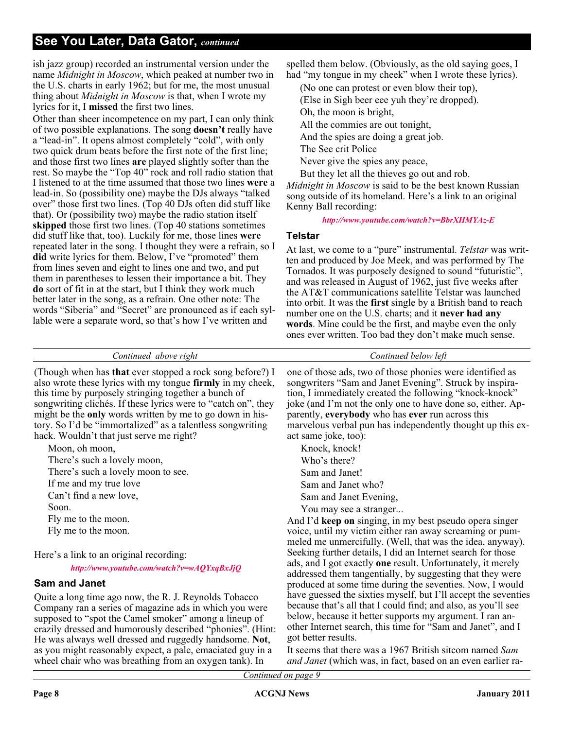## See You Later, Data Gator, *continued*

ish jazz group) recorded an instrumental version under the name *Midnight in Moscow*, which peaked at number two in the U.S. charts in early 1962; but for me, the most unusual thing about *Midnight in Moscow* is that, when I wrote my lyrics for it, I **missed** the first two lines.

Other than sheer incompetence on my part, I can only think of two possible explanations. The song **doesn't** really have a "lead-in". It opens almost completely "cold", with only two quick drum beats before the first note of the first line; and those first two lines **are** played slightly softer than the rest. So maybe the "Top 40" rock and roll radio station that I listened to at the time assumed that those two lines **were** a lead-in. So (possibility one) maybe the DJs always "talked over" those first two lines. (Top 40 DJs often did stuff like that). Or (possibility two) maybe the radio station itself **skipped** those first two lines. (Top 40 stations sometimes did stuff like that, too). Luckily for me, those lines **were** repeated later in the song. I thought they were a refrain, so I **did** write lyrics for them. Below, I've "promoted" them from lines seven and eight to lines one and two, and put them in parentheses to lessen their importance a bit. They **do** sort of fit in at the start, but I think they work much better later in the song, as a refrain. One other note: The words "Siberia" and "Secret" are pronounced as if each syllable were a separate word, so that's how I've written and spelled them below. (Obviously, as the old saying goes, I had "my tongue in my cheek" when I wrote these lyrics).

(No one can protest or even blow their top),
(Else in Sigh beer eee yuh they're dropped).
Oh, the moon is bright,
All the commies are out tonight,
And the spies are doing a great job.
The See crit Police
Never give the spies any peace,
But they let all the thieves go out and rob.

*Midnight in Moscow* is said to be the best known Russian song outside of its homeland. Here's a link to an original Kenny Ball recording:

*http://www.youtube.com/watch?v=BbrXHMYAz-E*

### Telstar

At last, we come to a "pure" instrumental. *Telstar* was written and produced by Joe Meek, and was performed by The Tornados. It was purposely designed to sound "futuristic", and was released in August of 1962, just five weeks after the AT&T communications satellite Telstar was launched into orbit. It was the **first** single by a British band to reach number one on the U.S. charts; and it **never had any words**. Mine could be the first, and maybe even the only ones ever written. Too bad they don't make much sense. (Though when has **that** ever stopped a rock song before?) I also wrote these lyrics with my tongue **firmly** in my cheek, this time by purposely stringing together a bunch of songwriting clichés. If these lyrics were to "catch on", they might be the **only** words written by me to go down in history. So I'd be "immortalized" as a talentless songwriting hack. Wouldn't that just serve me right?

Moon, oh moon,
There's such a lovely moon,
There's such a lovely moon to see.
If me and my true love
Can't find a new love,
Soon.
Fly me to the moon.
Fly me to the moon.

Here's a link to an original recording:

*http://www.youtube.com/watch?v=wAQYxqBxJjQ*

### Sam and Janet

Quite a long time ago now, the R. J. Reynolds Tobacco Company ran a series of magazine ads in which you were supposed to "spot the Camel smoker" among a lineup of crazily dressed and humorously described "phonies". (Hint: He was always well dressed and ruggedly handsome. **Not**, as you might reasonably expect, a pale, emaciated guy in a wheel chair who was breathing from an oxygen tank). In one of those ads, two of those phonies were identified as songwriters "Sam and Janet Evening". Struck by inspiration, I immediately created the following "knock-knock" joke (and I'm not the only one to have done so, either. Apparently, **everybody** who has **ever** run across this marvelous verbal pun has independently thought up this exact same joke, too):

Knock, knock!
Who's there?
Sam and Janet!
Sam and Janet who?
Sam and Janet Evening,
You may see a stranger...

And I'd **keep on** singing, in my best pseudo opera singer voice, until my victim either ran away screaming or pummeled me unmercifully. (Well, that was the idea, anyway). Seeking further details, I did an Internet search for those ads, and I got exactly **one** result. Unfortunately, it merely addressed them tangentially, by suggesting that they were produced at some time during the seventies. Now, I would have guessed the sixties myself, but I'll accept the seventies because that's all that I could find; and also, as you'll see below, because it better supports my argument. I ran another Internet search, this time for "Sam and Janet", and I got better results.

It seems that there was a 1967 British sitcom named *Sam and Janet* (which was, in fact, based on an even earlier ra-

*Continued on page 9*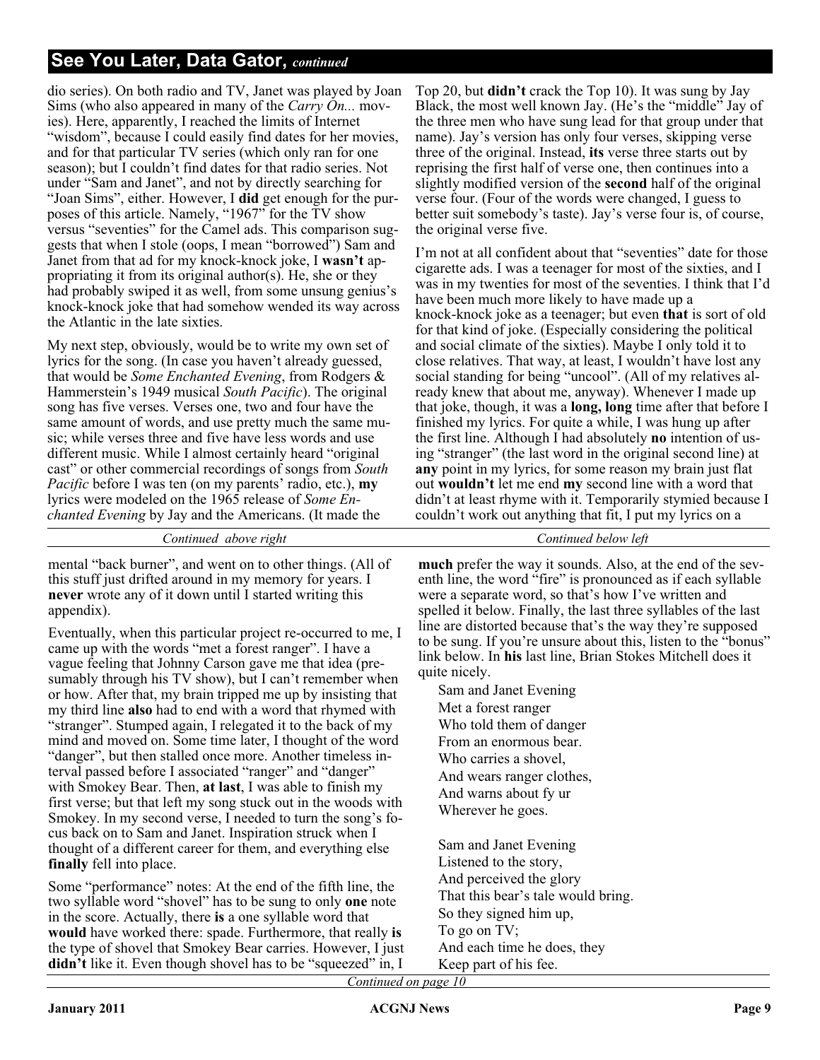## See You Later, Data Gator, *continued*

dio series). On both radio and TV, Janet was played by Joan Sims (who also appeared in many of the *Carry On...* movies). Here, apparently, I reached the limits of Internet "wisdom", because I could easily find dates for her movies, and for that particular TV series (which only ran for one season); but I couldn't find dates for that radio series. Not under "Sam and Janet", and not by directly searching for "Joan Sims", either. However, I **did** get enough for the purposes of this article. Namely, "1967" for the TV show versus "seventies" for the Camel ads. This comparison suggests that when I stole (oops, I mean "borrowed") Sam and Janet from that ad for my knock-knock joke, I **wasn't** appropriating it from its original author(s). He, she or they had probably swiped it as well, from some unsung genius's knock-knock joke that had somehow wended its way across the Atlantic in the late sixties.

My next step, obviously, would be to write my own set of lyrics for the song. (In case you haven't already guessed, that would be *Some Enchanted Evening*, from Rodgers & Hammerstein's 1949 musical *South Pacific*). The original song has five verses. Verses one, two and four have the same amount of words, and use pretty much the same music; while verses three and five have less words and use different music. While I almost certainly heard "original cast" or other commercial recordings of songs from *South Pacific* before I was ten (on my parents' radio, etc.), **my** lyrics were modeled on the 1965 release of *Some Enchanted Evening* by Jay and the Americans. (It made the Top 20, but **didn't** crack the Top 10). It was sung by Jay Black, the most well known Jay. (He's the "middle" Jay of the three men who have sung lead for that group under that name). Jay's version has only four verses, skipping verse three of the original. Instead, **its** verse three starts out by reprising the first half of verse one, then continues into a slightly modified version of the **second** half of the original verse four. (Four of the words were changed, I guess to better suit somebody's taste). Jay's verse four is, of course, the original verse five.

I'm not at all confident about that "seventies" date for those cigarette ads. I was a teenager for most of the sixties, and I was in my twenties for most of the seventies. I think that I'd have been much more likely to have made up a knock-knock joke as a teenager; but even **that** is sort of old for that kind of joke. (Especially considering the political and social climate of the sixties). Maybe I only told it to close relatives. That way, at least, I wouldn't have lost any social standing for being "uncool". (All of my relatives already knew that about me, anyway). Whenever I made up that joke, though, it was a **long, long** time after that before I finished my lyrics. For quite a while, I was hung up after the first line. Although I had absolutely **no** intention of using "stranger" (the last word in the original second line) at **any** point in my lyrics, for some reason my brain just flat out **wouldn't** let me end **my** second line with a word that didn't at least rhyme with it. Temporarily stymied because I couldn't work out anything that fit, I put my lyrics on a mental "back burner", and went on to other things. (All of this stuff just drifted around in my memory for years. I **never** wrote any of it down until I started writing this appendix).

Eventually, when this particular project re-occurred to me, I came up with the words "met a forest ranger". I have a vague feeling that Johnny Carson gave me that idea (presumably through his TV show), but I can't remember when or how. After that, my brain tripped me up by insisting that my third line **also** had to end with a word that rhymed with "stranger". Stumped again, I relegated it to the back of my mind and moved on. Some time later, I thought of the word "danger", but then stalled once more. Another timeless interval passed before I associated "ranger" and "danger" with Smokey Bear. Then, **at last**, I was able to finish my first verse; but that left my song stuck out in the woods with Smokey. In my second verse, I needed to turn the song's focus back on to Sam and Janet. Inspiration struck when I thought of a different career for them, and everything else **finally** fell into place.

Some "performance" notes: At the end of the fifth line, the two syllable word "shovel" has to be sung to only **one** note in the score. Actually, there **is** a one syllable word that **would** have worked there: spade. Furthermore, that really **is** the type of shovel that Smokey Bear carries. However, I just **didn't** like it. Even though shovel has to be "squeezed" in, I **much** prefer the way it sounds. Also, at the end of the seventh line, the word "fire" is pronounced as if each syllable were a separate word, so that's how I've written and spelled it below. Finally, the last three syllables of the last line are distorted because that's the way they're supposed to be sung. If you're unsure about this, listen to the "bonus" link below. In **his** last line, Brian Stokes Mitchell does it quite nicely.

Sam and Janet Evening  
Met a forest ranger  
Who told them of danger  
From an enormous bear.  
Who carries a shovel,  
And wears ranger clothes,  
And warns about fy ur  
Wherever he goes.

Sam and Janet Evening  
Listened to the story,  
And perceived the glory  
That this bear's tale would bring.  
So they signed him up,  
To go on TV;  
And each time he does, they  
Keep part of his fee.

*Continued on page 10*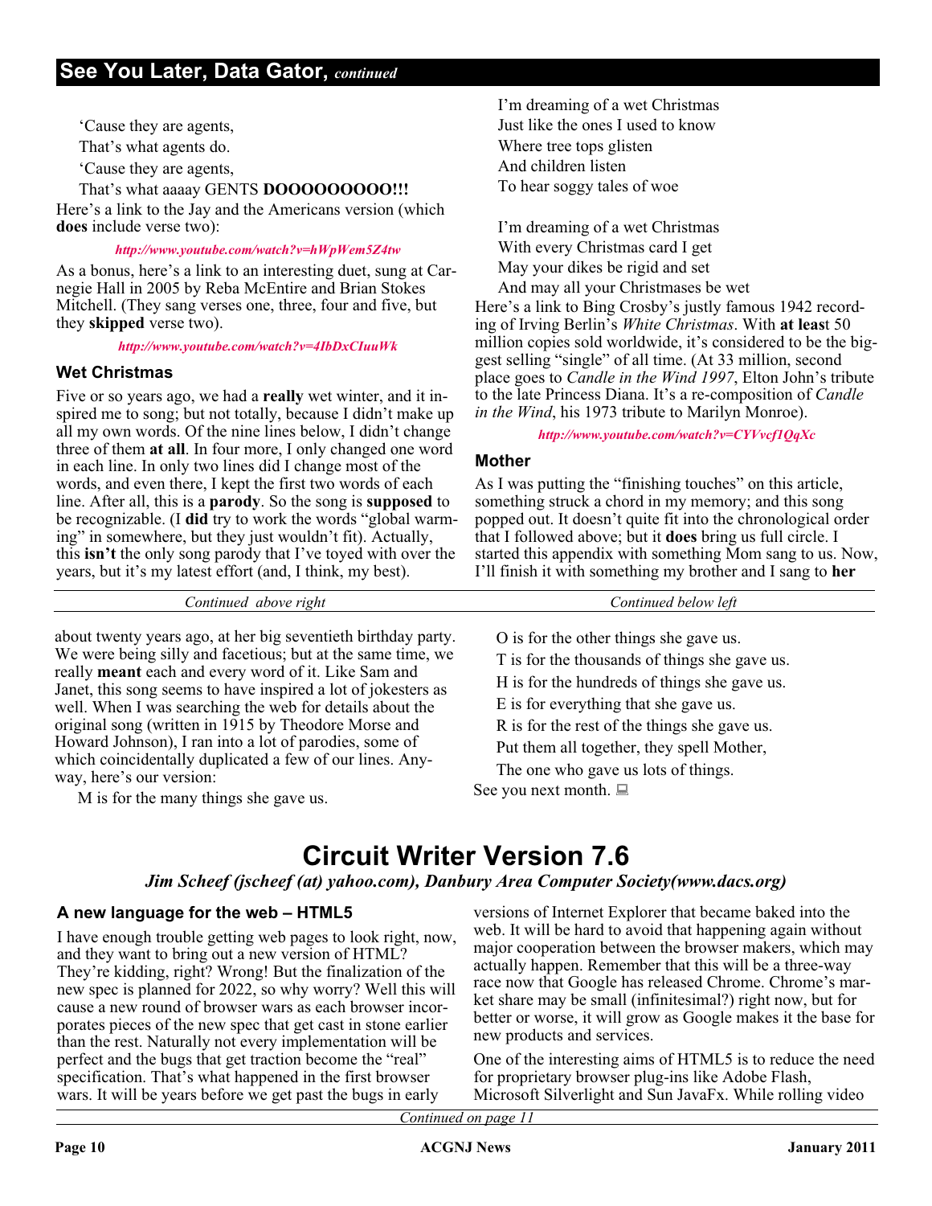## See You Later, Data Gator, *continued*

'Cause they are agents,
That's what agents do.
'Cause they are agents,
That's what aaaay GENTS **DOOOOOOOOO!!!**

Here's a link to the Jay and the Americans version (which **does** include verse two):

*http://www.youtube.com/watch?v=hWpWem5Z4tw*

As a bonus, here's a link to an interesting duet, sung at Carnegie Hall in 2005 by Reba McEntire and Brian Stokes Mitchell. (They sang verses one, three, four and five, but they **skipped** verse two).

*http://www.youtube.com/watch?v=4IbDxCIuuWk*

### Wet Christmas

Five or so years ago, we had a **really** wet winter, and it inspired me to song; but not totally, because I didn't make up all my own words. Of the nine lines below, I didn't change three of them **at all**. In four more, I only changed one word in each line. In only two lines did I change most of the words, and even there, I kept the first two words of each line. After all, this is a **parody**. So the song is **supposed** to be recognizable. (I **did** try to work the words "global warming" in somewhere, but they just wouldn't fit). Actually, this **isn't** the only song parody that I've toyed with over the years, but it's my latest effort (and, I think, my best).

I'm dreaming of a wet Christmas
Just like the ones I used to know
Where tree tops glisten
And children listen
To hear soggy tales of woe

I'm dreaming of a wet Christmas
With every Christmas card I get
May your dikes be rigid and set
And may all your Christmases be wet

Here's a link to Bing Crosby's justly famous 1942 recording of Irving Berlin's *White Christmas*. With **at least** 50 million copies sold worldwide, it's considered to be the biggest selling "single" of all time. (At 33 million, second place goes to *Candle in the Wind 1997*, Elton John's tribute to the late Princess Diana. It's a re-composition of *Candle in the Wind*, his 1973 tribute to Marilyn Monroe).

*http://www.youtube.com/watch?v=CYVvcf1QqXc*

### Mother

As I was putting the "finishing touches" on this article, something struck a chord in my memory; and this song popped out. It doesn't quite fit into the chronological order that I followed above; but it **does** bring us full circle. I started this appendix with something Mom sang to us. Now, I'll finish it with something my brother and I sang to **her** about twenty years ago, at her big seventieth birthday party. We were being silly and facetious; but at the same time, we really **meant** each and every word of it. Like Sam and Janet, this song seems to have inspired a lot of jokesters as well. When I was searching the web for details about the original song (written in 1915 by Theodore Morse and Howard Johnson), I ran into a lot of parodies, some of which coincidentally duplicated a few of our lines. Anyway, here's our version:

M is for the many things she gave us.
O is for the other things she gave us.
T is for the thousands of things she gave us.
H is for the hundreds of things she gave us.
E is for everything that she gave us.
R is for the rest of the things she gave us.
Put them all together, they spell Mother,
The one who gave us lots of things.

See you next month.

# Circuit Writer Version 7.6

*Jim Scheef (jscheef (at) yahoo.com), Danbury Area Computer Society(www.dacs.org)*

### A new language for the web – HTML5

I have enough trouble getting web pages to look right, now, and they want to bring out a new version of HTML? They're kidding, right? Wrong! But the finalization of the new spec is planned for 2022, so why worry? Well this will cause a new round of browser wars as each browser incorporates pieces of the new spec that get cast in stone earlier than the rest. Naturally not every implementation will be perfect and the bugs that get traction become the "real" specification. That's what happened in the first browser wars. It will be years before we get past the bugs in early versions of Internet Explorer that became baked into the web. It will be hard to avoid that happening again without major cooperation between the browser makers, which may actually happen. Remember that this will be a three-way race now that Google has released Chrome. Chrome's market share may be small (infinitesimal?) right now, but for better or worse, it will grow as Google makes it the base for new products and services.

One of the interesting aims of HTML5 is to reduce the need for proprietary browser plug-ins like Adobe Flash, Microsoft Silverlight and Sun JavaFx. While rolling video

*Continued on page 11*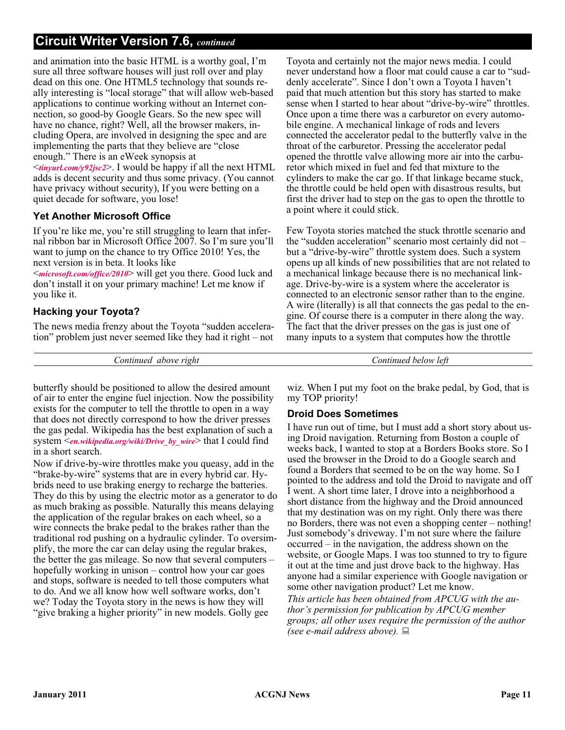## Circuit Writer Version 7.6, *continued*

and animation into the basic HTML is a worthy goal, I'm sure all three software houses will just roll over and play dead on this one. One HTML5 technology that sounds really interesting is "local storage" that will allow web-based applications to continue working without an Internet connection, so good-by Google Gears. So the new spec will have no chance, right? Well, all the browser makers, including Opera, are involved in designing the spec and are implementing the parts that they believe are "close enough." There is an eWeek synopsis at <*tinyurl.com/y92jsc2*>. I would be happy if all the next HTML adds is decent security and thus some privacy. (You cannot have privacy without security), If you were betting on a quiet decade for software, you lose!

### Yet Another Microsoft Office

If you're like me, you're still struggling to learn that infernal ribbon bar in Microsoft Office 2007. So I'm sure you'll want to jump on the chance to try Office 2010! Yes, the next version is in beta. It looks like <*microsoft.com/office/2010*> will get you there. Good luck and don't install it on your primary machine! Let me know if you like it.

### Hacking your Toyota?

The news media frenzy about the Toyota "sudden acceleration" problem just never seemed like they had it right – not Toyota and certainly not the major news media. I could never understand how a floor mat could cause a car to "suddenly accelerate". Since I don't own a Toyota I haven't paid that much attention but this story has started to make sense when I started to hear about "drive-by-wire" throttles. Once upon a time there was a carburetor on every automobile engine. A mechanical linkage of rods and levers connected the accelerator pedal to the butterfly valve in the throat of the carburetor. Pressing the accelerator pedal opened the throttle valve allowing more air into the carburetor which mixed in fuel and fed that mixture to the cylinders to make the car go. If that linkage became stuck, the throttle could be held open with disastrous results, but first the driver had to step on the gas to open the throttle to a point where it could stick.

Few Toyota stories matched the stuck throttle scenario and the "sudden acceleration" scenario most certainly did not – but a "drive-by-wire" throttle system does. Such a system opens up all kinds of new possibilities that are not related to a mechanical linkage because there is no mechanical linkage. Drive-by-wire is a system where the accelerator is connected to an electronic sensor rather than to the engine. A wire (literally) is all that connects the gas pedal to the engine. Of course there is a computer in there along the way. The fact that the driver presses on the gas is just one of many inputs to a system that computes how the throttle butterfly should be positioned to allow the desired amount of air to enter the engine fuel injection. Now the possibility exists for the computer to tell the throttle to open in a way that does not directly correspond to how the driver presses the gas pedal. Wikipedia has the best explanation of such a system <*en.wikipedia.org/wiki/Drive_by_wire*> that I could find in a short search.

Now if drive-by-wire throttles make you queasy, add in the "brake-by-wire" systems that are in every hybrid car. Hybrids need to use braking energy to recharge the batteries. They do this by using the electric motor as a generator to do as much braking as possible. Naturally this means delaying the application of the regular brakes on each wheel, so a wire connects the brake pedal to the brakes rather than the traditional rod pushing on a hydraulic cylinder. To oversimplify, the more the car can delay using the regular brakes, the better the gas mileage. So now that several computers – hopefully working in unison – control how your car goes and stops, software is needed to tell those computers what to do. And we all know how well software works, don't we? Today the Toyota story in the news is how they will "give braking a higher priority" in new models. Golly gee wiz. When I put my foot on the brake pedal, by God, that is my TOP priority!

### Droid Does Sometimes

I have run out of time, but I must add a short story about using Droid navigation. Returning from Boston a couple of weeks back, I wanted to stop at a Borders Books store. So I used the browser in the Droid to do a Google search and found a Borders that seemed to be on the way home. So I pointed to the address and told the Droid to navigate and off I went. A short time later, I drove into a neighborhood a short distance from the highway and the Droid announced that my destination was on my right. Only there was there no Borders, there was not even a shopping center – nothing! Just somebody's driveway. I'm not sure where the failure occurred – in the navigation, the address shown on the website, or Google Maps. I was too stunned to try to figure it out at the time and just drove back to the highway. Has anyone had a similar experience with Google navigation or some other navigation product? Let me know.

*This article has been obtained from APCUG with the author's permission for publication by APCUG member groups; all other uses require the permission of the author (see e-mail address above).*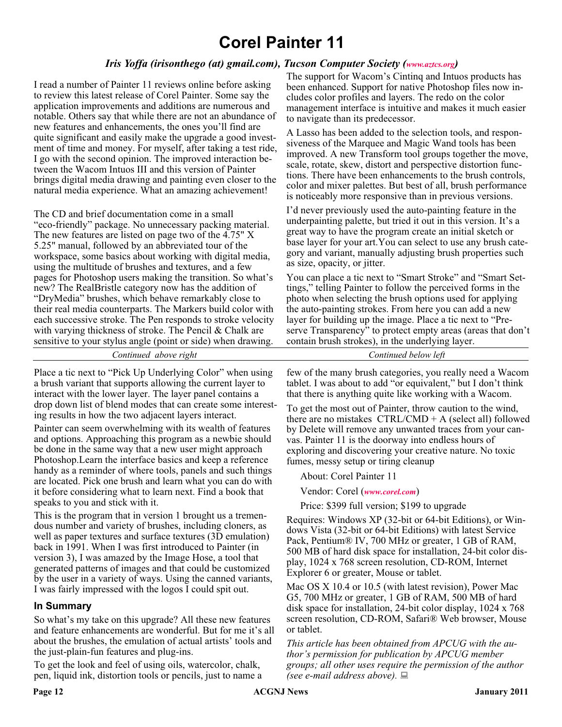# Corel Painter 11

***Iris Yoffa (irisonthego (at) gmail.com), Tucson Computer Society (www.aztcs.org)***

I read a number of Painter 11 reviews online before asking to review this latest release of Corel Painter. Some say the application improvements and additions are numerous and notable. Others say that while there are not an abundance of new features and enhancements, the ones you'll find are quite significant and easily make the upgrade a good investment of time and money. For myself, after taking a test ride, I go with the second opinion. The improved interaction between the Wacom Intuos III and this version of Painter brings digital media drawing and painting even closer to the natural media experience. What an amazing achievement!

The CD and brief documentation come in a small "eco-friendly" package. No unnecessary packing material. The new features are listed on page two of the 4.75" X 5.25" manual, followed by an abbreviated tour of the workspace, some basics about working with digital media, using the multitude of brushes and textures, and a few pages for Photoshop users making the transition. So what's new? The RealBristle category now has the addition of "DryMedia" brushes, which behave remarkably close to their real media counterparts. The Markers build color with each successive stroke. The Pen responds to stroke velocity with varying thickness of stroke. The Pencil & Chalk are sensitive to your stylus angle (point or side) when drawing.

The support for Wacom's Cintinq and Intuos products has been enhanced. Support for native Photoshop files now includes color profiles and layers. The redo on the color management interface is intuitive and makes it much easier to navigate than its predecessor.

A Lasso has been added to the selection tools, and responsiveness of the Marquee and Magic Wand tools has been improved. A new Transform tool groups together the move, scale, rotate, skew, distort and perspective distortion functions. There have been enhancements to the brush controls, color and mixer palettes. But best of all, brush performance is noticeably more responsive than in previous versions.

I'd never previously used the auto-painting feature in the underpainting palette, but tried it out in this version. It's a great way to have the program create an initial sketch or base layer for your art.You can select to use any brush category and variant, manually adjusting brush properties such as size, opacity, or jitter.

You can place a tic next to "Smart Stroke" and "Smart Settings," telling Painter to follow the perceived forms in the photo when selecting the brush options used for applying the auto-painting strokes. From here you can add a new layer for building up the image. Place a tic next to "Preserve Transparency" to protect empty areas (areas that don't contain brush strokes), in the underlying layer.

Place a tic next to "Pick Up Underlying Color" when using a brush variant that supports allowing the current layer to interact with the lower layer. The layer panel contains a drop down list of blend modes that can create some interesting results in how the two adjacent layers interact.

Painter can seem overwhelming with its wealth of features and options. Approaching this program as a newbie should be done in the same way that a new user might approach Photoshop.Learn the interface basics and keep a reference handy as a reminder of where tools, panels and such things are located. Pick one brush and learn what you can do with it before considering what to learn next. Find a book that speaks to you and stick with it.

This is the program that in version 1 brought us a tremendous number and variety of brushes, including cloners, as well as paper textures and surface textures (3D emulation) back in 1991. When I was first introduced to Painter (in version 3), I was amazed by the Image Hose, a tool that generated patterns of images and that could be customized by the user in a variety of ways. Using the canned variants, I was fairly impressed with the logos I could spit out.

## In Summary

So what's my take on this upgrade? All these new features and feature enhancements are wonderful. But for me it's all about the brushes, the emulation of actual artists' tools and the just-plain-fun features and plug-ins.

To get the look and feel of using oils, watercolor, chalk, pen, liquid ink, distortion tools or pencils, just to name a few of the many brush categories, you really need a Wacom tablet. I was about to add "or equivalent," but I don't think that there is anything quite like working with a Wacom.

To get the most out of Painter, throw caution to the wind, there are no mistakes CTRL/CMD + A (select all) followed by Delete will remove any unwanted traces from your canvas. Painter 11 is the doorway into endless hours of exploring and discovering your creative nature. No toxic fumes, messy setup or tiring cleanup

About: Corel Painter 11

Vendor: Corel (*www.corel.com*)

Price: $399 full version; $199 to upgrade

Requires: Windows XP (32-bit or 64-bit Editions), or Windows Vista (32-bit or 64-bit Editions) with latest Service Pack, Pentium® IV, 700 MHz or greater, 1 GB of RAM, 500 MB of hard disk space for installation, 24-bit color display, 1024 x 768 screen resolution, CD-ROM, Internet Explorer 6 or greater, Mouse or tablet.

Mac OS X 10.4 or 10.5 (with latest revision), Power Mac G5, 700 MHz or greater, 1 GB of RAM, 500 MB of hard disk space for installation, 24-bit color display, 1024 x 768 screen resolution, CD-ROM, Safari® Web browser, Mouse or tablet.

*This article has been obtained from APCUG with the author's permission for publication by APCUG member groups; all other uses require the permission of the author (see e-mail address above).*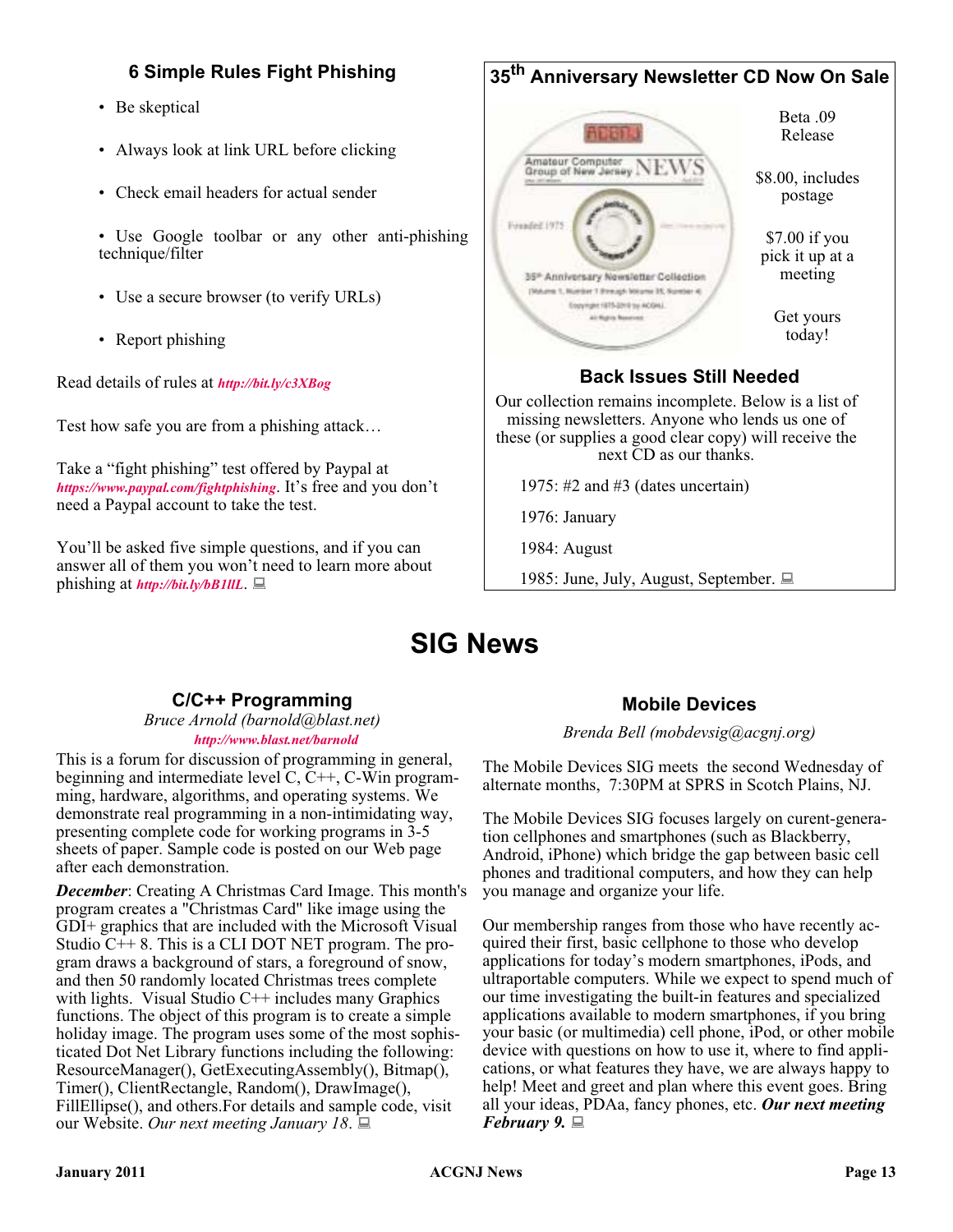## 6 Simple Rules Fight Phishing

- Be skeptical
- Always look at link URL before clicking
- Check email headers for actual sender
- Use Google toolbar or any other anti-phishing technique/filter
- Use a secure browser (to verify URLs)
- Report phishing

Read details of rules at ***http://bit.ly/c3XBog***

Test how safe you are from a phishing attack…

Take a "fight phishing" test offered by Paypal at ***https://www.paypal.com/fightphishing***. It's free and you don't need a Paypal account to take the test.

You'll be asked five simple questions, and if you can answer all of them you won't need to learn more about phishing at ***http://bit.ly/bB1llL***.

## 35th Anniversary Newsletter CD Now On Sale

Beta .09 Release

$8.00, includes postage

$7.00 if you pick it up at a meeting

Get yours today!

### Back Issues Still Needed

Our collection remains incomplete. Below is a list of missing newsletters. Anyone who lends us one of these (or supplies a good clear copy) will receive the next CD as our thanks.

1975: #2 and #3 (dates uncertain)

1976: January

1984: August

1985: June, July, August, September.

# SIG News

### C/C++ Programming

*Bruce Arnold (barnold@blast.net)*
***http://www.blast.net/barnold***

This is a forum for discussion of programming in general, beginning and intermediate level C, C++, C-Win programming, hardware, algorithms, and operating systems. We demonstrate real programming in a non-intimidating way, presenting complete code for working programs in 3-5 sheets of paper. Sample code is posted on our Web page after each demonstration.

***December***: Creating A Christmas Card Image. This month's program creates a "Christmas Card" like image using the GDI+ graphics that are included with the Microsoft Visual Studio C++ 8. This is a CLI DOT NET program. The program draws a background of stars, a foreground of snow, and then 50 randomly located Christmas trees complete with lights. Visual Studio C++ includes many Graphics functions. The object of this program is to create a simple holiday image. The program uses some of the most sophisticated Dot Net Library functions including the following: ResourceManager(), GetExecutingAssembly(), Bitmap(), Timer(), ClientRectangle, Random(), DrawImage(), FillEllipse(), and others.For details and sample code, visit our Website. *Our next meeting January 18.*

### Mobile Devices

*Brenda Bell (mobdevsig@acgnj.org)*

The Mobile Devices SIG meets the second Wednesday of alternate months, 7:30PM at SPRS in Scotch Plains, NJ.

The Mobile Devices SIG focuses largely on curent-generation cellphones and smartphones (such as Blackberry, Android, iPhone) which bridge the gap between basic cell phones and traditional computers, and how they can help you manage and organize your life.

Our membership ranges from those who have recently acquired their first, basic cellphone to those who develop applications for today's modern smartphones, iPods, and ultraportable computers. While we expect to spend much of our time investigating the built-in features and specialized applications available to modern smartphones, if you bring your basic (or multimedia) cell phone, iPod, or other mobile device with questions on how to use it, where to find applications, or what features they have, we are always happy to help! Meet and greet and plan where this event goes. Bring all your ideas, PDAa, fancy phones, etc. ***Our next meeting February 9.***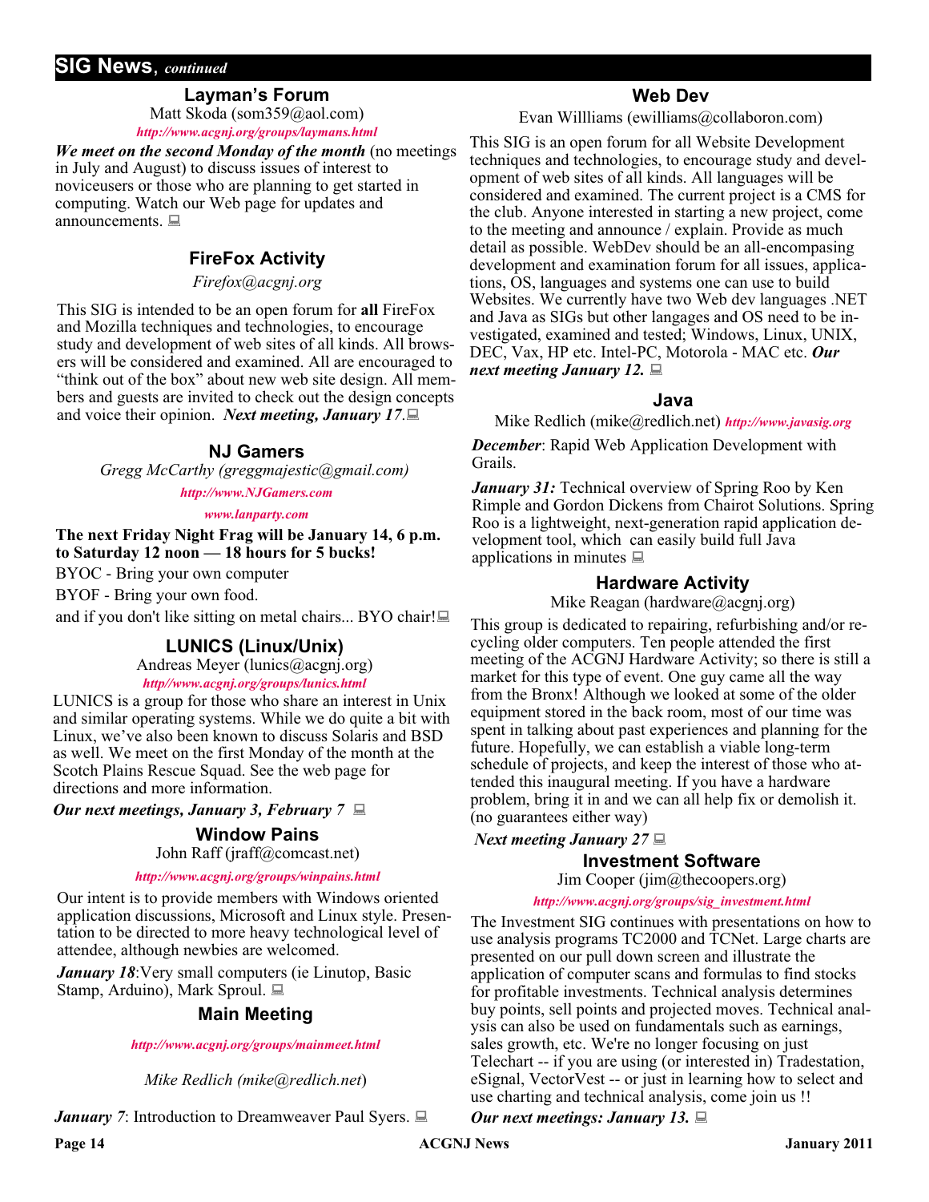## SIG News, *continued*

### Layman's Forum

Matt Skoda (som359@aol.com)

***http://www.acgnj.org/groups/laymans.html***

***We meet on the second Monday of the month*** (no meetings in July and August) to discuss issues of interest to noviceusers or those who are planning to get started in computing. Watch our Web page for updates and announcements.

### FireFox Activity

*Firefox@acgnj.org*

This SIG is intended to be an open forum for **all** FireFox and Mozilla techniques and technologies, to encourage study and development of web sites of all kinds. All browsers will be considered and examined. All are encouraged to "think out of the box" about new web site design. All members and guests are invited to check out the design concepts and voice their opinion. ***Next meeting, January 17***.

### NJ Gamers

*Gregg McCarthy (greggmajestic@gmail.com)*

***http://www.NJGamers.com***

***www.lanparty.com***

**The next Friday Night Frag will be January 14, 6 p.m. to Saturday 12 noon — 18 hours for 5 bucks!**

BYOC - Bring your own computer

BYOF - Bring your own food.

and if you don't like sitting on metal chairs... BYO chair!

### LUNICS (Linux/Unix)

Andreas Meyer (lunics@acgnj.org)

***http//www.acgnj.org/groups/lunics.html***

LUNICS is a group for those who share an interest in Unix and similar operating systems. While we do quite a bit with Linux, we've also been known to discuss Solaris and BSD as well. We meet on the first Monday of the month at the Scotch Plains Rescue Squad. See the web page for directions and more information.

***Our next meetings, January 3, February 7***

### Window Pains

John Raff (jraff@comcast.net)

***http://www.acgnj.org/groups/winpains.html***

Our intent is to provide members with Windows oriented application discussions, Microsoft and Linux style. Presentation to be directed to more heavy technological level of attendee, although newbies are welcomed.

***January 18***:Very small computers (ie Linutop, Basic Stamp, Arduino), Mark Sproul.

### Main Meeting

***http://www.acgnj.org/groups/mainmeet.html***

*Mike Redlich (mike@redlich.net*)

***January 7***: Introduction to Dreamweaver Paul Syers.

### Web Dev

Evan Willliams (ewilliams@collaboron.com)

This SIG is an open forum for all Website Development techniques and technologies, to encourage study and development of web sites of all kinds. All languages will be considered and examined. The current project is a CMS for the club. Anyone interested in starting a new project, come to the meeting and announce / explain. Provide as much detail as possible. WebDev should be an all-encompasing development and examination forum for all issues, applications, OS, languages and systems one can use to build Websites. We currently have two Web dev languages .NET and Java as SIGs but other langages and OS need to be investigated, examined and tested; Windows, Linux, UNIX, DEC, Vax, HP etc. Intel-PC, Motorola - MAC etc. ***Our next meeting January 12.***

### Java

Mike Redlich (mike@redlich.net) ***http://www.javasig.org***

***December***: Rapid Web Application Development with Grails.

***January 31:*** Technical overview of Spring Roo by Ken Rimple and Gordon Dickens from Chairot Solutions. Spring Roo is a lightweight, next-generation rapid application development tool, which can easily build full Java applications in minutes

### Hardware Activity

Mike Reagan (hardware@acgnj.org)

This group is dedicated to repairing, refurbishing and/or recycling older computers. Ten people attended the first meeting of the ACGNJ Hardware Activity; so there is still a market for this type of event. One guy came all the way from the Bronx! Although we looked at some of the older equipment stored in the back room, most of our time was spent in talking about past experiences and planning for the future. Hopefully, we can establish a viable long-term schedule of projects, and keep the interest of those who attended this inaugural meeting. If you have a hardware problem, bring it in and we can all help fix or demolish it. (no guarantees either way)

***Next meeting January 27***

### Investment Software

Jim Cooper (jim@thecoopers.org)

***http://www.acgnj.org/groups/sig_investment.html***

The Investment SIG continues with presentations on how to use analysis programs TC2000 and TCNet. Large charts are presented on our pull down screen and illustrate the application of computer scans and formulas to find stocks for profitable investments. Technical analysis determines buy points, sell points and projected moves. Technical analysis can also be used on fundamentals such as earnings, sales growth, etc. We're no longer focusing on just Telechart -- if you are using (or interested in) Tradestation, eSignal, VectorVest -- or just in learning how to select and use charting and technical analysis, come join us !!

***Our next meetings: January 13.***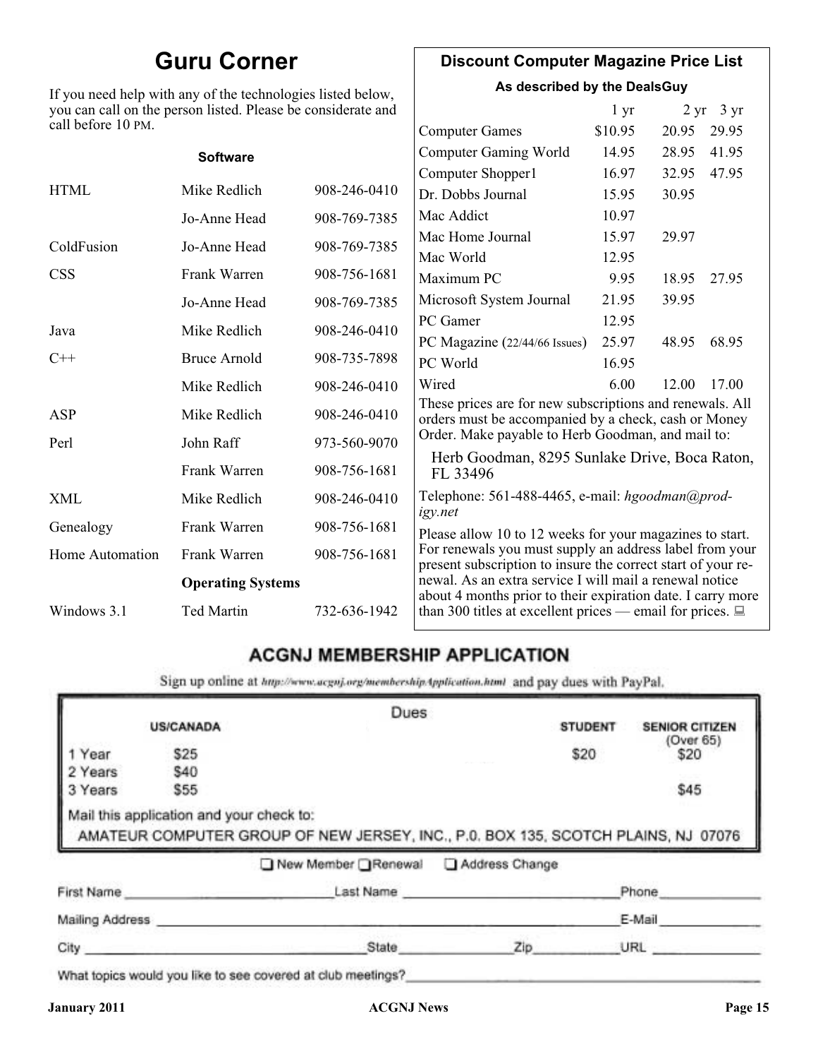## Guru Corner

If you need help with any of the technologies listed below, you can call on the person listed. Please be considerate and call before 10 PM.

**Software**

| | | |
|---|---|---|
| HTML | Mike Redlich | 908-246-0410 |
| | Jo-Anne Head | 908-769-7385 |
| ColdFusion | Jo-Anne Head | 908-769-7385 |
| CSS | Frank Warren | 908-756-1681 |
| | Jo-Anne Head | 908-769-7385 |
| Java | Mike Redlich | 908-246-0410 |
| C++ | Bruce Arnold | 908-735-7898 |
| | Mike Redlich | 908-246-0410 |
| ASP | Mike Redlich | 908-246-0410 |
| Perl | John Raff | 973-560-9070 |
| | Frank Warren | 908-756-1681 |
| XML | Mike Redlich | 908-246-0410 |
| Genealogy | Frank Warren | 908-756-1681 |
| Home Automation | Frank Warren | 908-756-1681 |
| | **Operating Systems** | |
| Windows 3.1 | Ted Martin | 732-636-1942 |

## Discount Computer Magazine Price List

**As described by the DealsGuy**

| | 1 yr | 2 yr | 3 yr |
|---|---|---|---|
| Computer Games | $10.95 | 20.95 | 29.95 |
| Computer Gaming World | 14.95 | 28.95 | 41.95 |
| Computer Shopper1 | 16.97 | 32.95 | 47.95 |
| Dr. Dobbs Journal | 15.95 | 30.95 | |
| Mac Addict | 10.97 | | |
| Mac Home Journal | 15.97 | 29.97 | |
| Mac World | 12.95 | | |
| Maximum PC | 9.95 | 18.95 | 27.95 |
| Microsoft System Journal | 21.95 | 39.95 | |
| PC Gamer | 12.95 | | |
| PC Magazine (22/44/66 Issues) | 25.97 | 48.95 | 68.95 |
| PC World | 16.95 | | |
| Wired | 6.00 | 12.00 | 17.00 |

These prices are for new subscriptions and renewals. All orders must be accompanied by a check, cash or Money Order. Make payable to Herb Goodman, and mail to:

Herb Goodman, 8295 Sunlake Drive, Boca Raton, FL 33496

Telephone: 561-488-4465, e-mail: *hgoodman@prodigy.net*

Please allow 10 to 12 weeks for your magazines to start. For renewals you must supply an address label from your present subscription to insure the correct start of your renewal. As an extra service I will mail a renewal notice about 4 months prior to their expiration date. I carry more than 300 titles at excellent prices — email for prices.

## ACGNJ MEMBERSHIP APPLICATION

Sign up online at http://www.acgnj.org/membershipApplication.html and pay dues with PayPal.

**Dues**

| | US/CANADA | STUDENT | SENIOR CITIZEN (Over 65) |
|---|---|---|---|
| 1 Year | $25 | $20 | $20 |
| 2 Years | $40 | | |
| 3 Years | $55 | | $45 |

Mail this application and your check to:

AMATEUR COMPUTER GROUP OF NEW JERSEY, INC., P.0. BOX 135, SCOTCH PLAINS, NJ 07076

☐ New Member ☐ Renewal ☐ Address Change

First Name ____________ Last Name ____________ Phone ____________

Mailing Address ____________ E-Mail ____________

City ____________ State ________ Zip ________ URL ____________

What topics would you like to see covered at club meetings? ____________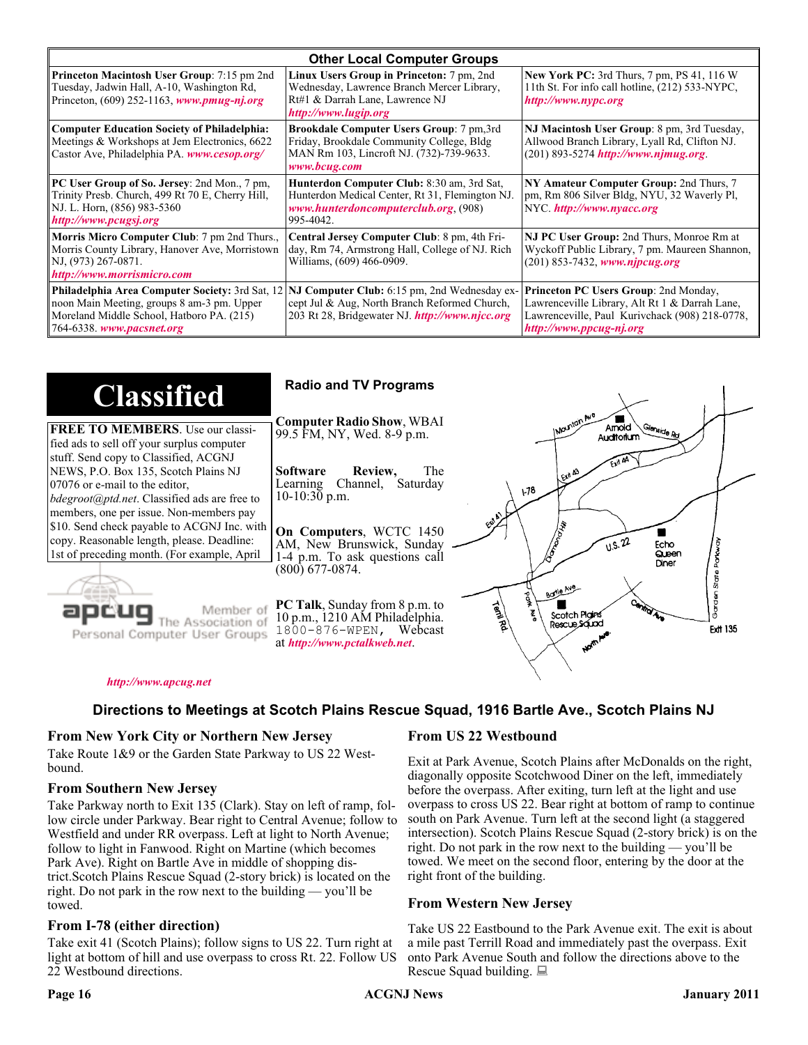## Other Local Computer Groups

| | | |
|---|---|---|
| **Princeton Macintosh User Group**: 7:15 pm 2nd Tuesday, Jadwin Hall, A-10, Washington Rd, Princeton, (609) 252-1163, ***www.pmug-nj.org*** | **Linux Users Group in Princeton:** 7 pm, 2nd Wednesday, Lawrence Branch Mercer Library, Rt#1 & Darrah Lane, Lawrence NJ ***http://www.lugip.org*** | **New York PC:** 3rd Thurs, 7 pm, PS 41, 116 W 11th St. For info call hotline, (212) 533-NYPC, ***http://www.nypc.org*** |
| **Computer Education Society of Philadelphia:** Meetings & Workshops at Jem Electronics, 6622 Castor Ave, Philadelphia PA. ***www.cesop.org/*** | **Brookdale Computer Users Group**: 7 pm,3rd Friday, Brookdale Community College, Bldg MAN Rm 103, Lincroft NJ. (732)-739-9633. ***www.bcug.com*** | **NJ Macintosh User Group**: 8 pm, 3rd Tuesday, Allwood Branch Library, Lyall Rd, Clifton NJ. (201) 893-5274 ***http://www.njmug.org***. |
| **PC User Group of So. Jersey**: 2nd Mon., 7 pm, Trinity Presb. Church, 499 Rt 70 E, Cherry Hill, NJ. L. Horn, (856) 983-5360 ***http://www.pcugsj.org*** | **Hunterdon Computer Club:** 8:30 am, 3rd Sat, Hunterdon Medical Center, Rt 31, Flemington NJ. ***www.hunterdoncomputerclub.org***, (908) 995-4042. | **NY Amateur Computer Group:** 2nd Thurs, 7 pm, Rm 806 Silver Bldg, NYU, 32 Waverly Pl, NYC. ***http://www.nyacc.org*** |
| **Morris Micro Computer Club**: 7 pm 2nd Thurs., Morris County Library, Hanover Ave, Morristown NJ, (973) 267-0871. ***http://www.morrismicro.com*** | **Central Jersey Computer Club**: 8 pm, 4th Friday, Rm 74, Armstrong Hall, College of NJ. Rich Williams, (609) 466-0909. | **NJ PC User Group:** 2nd Thurs, Monroe Rm at Wyckoff Public Library, 7 pm. Maureen Shannon, (201) 853-7432, ***www.njpcug.org*** |
| **Philadelphia Area Computer Society:** 3rd Sat, 12 noon Main Meeting, groups 8 am-3 pm. Upper Moreland Middle School, Hatboro PA. (215) 764-6338. ***www.pacsnet.org*** | **NJ Computer Club:** 6:15 pm, 2nd Wednesday except Jul & Aug, North Branch Reformed Church, 203 Rt 28, Bridgewater NJ. ***http://www.njcc.org*** | **Princeton PC Users Group**: 2nd Monday, Lawrenceville Library, Alt Rt 1 & Darrah Lane, Lawrenceville, Paul Kurivchack (908) 218-0778, ***http://www.ppcug-nj.org*** |

# Classified

**FREE TO MEMBERS**. Use our classified ads to sell off your surplus computer stuff. Send copy to Classified, ACGNJ NEWS, P.O. Box 135, Scotch Plains NJ 07076 or e-mail to the editor, *bdegroot@ptd.net*. Classified ads are free to members, one per issue. Non-members pay $10. Send check payable to ACGNJ Inc. with copy. Reasonable length, please. Deadline: 1st of preceding month. (For example, April

apcug Member of The Association of Personal Computer User Groups

***http://www.apcug.net***

## Radio and TV Programs

**Computer Radio Show**, WBAI 99.5 FM, NY, Wed. 8-9 p.m.

**Software Review,** The Learning Channel, Saturday 10-10:30 p.m.

**On Computers**, WCTC 1450 AM, New Brunswick, Sunday 1-4 p.m. To ask questions call (800) 677-0874.

**PC Talk**, Sunday from 8 p.m. to 10 p.m., 1210 AM Philadelphia. 1800-876-WPEN, Webcast at ***http://www.pctalkweb.net***.

## Directions to Meetings at Scotch Plains Rescue Squad, 1916 Bartle Ave., Scotch Plains NJ

### From New York City or Northern New Jersey

Take Route 1&9 or the Garden State Parkway to US 22 Westbound.

### From Southern New Jersey

Take Parkway north to Exit 135 (Clark). Stay on left of ramp, follow circle under Parkway. Bear right to Central Avenue; follow to Westfield and under RR overpass. Left at light to North Avenue; follow to light in Fanwood. Right on Martine (which becomes Park Ave). Right on Bartle Ave in middle of shopping district.Scotch Plains Rescue Squad (2-story brick) is located on the right. Do not park in the row next to the building — you'll be towed.

### From I-78 (either direction)

Take exit 41 (Scotch Plains); follow signs to US 22. Turn right at light at bottom of hill and use overpass to cross Rt. 22. Follow US 22 Westbound directions.

### From US 22 Westbound

Exit at Park Avenue, Scotch Plains after McDonalds on the right, diagonally opposite Scotchwood Diner on the left, immediately before the overpass. After exiting, turn left at the light and use overpass to cross US 22. Bear right at bottom of ramp to continue south on Park Avenue. Turn left at the second light (a staggered intersection). Scotch Plains Rescue Squad (2-story brick) is on the right. Do not park in the row next to the building — you'll be towed. We meet on the second floor, entering by the door at the right front of the building.

### From Western New Jersey

Take US 22 Eastbound to the Park Avenue exit. The exit is about a mile past Terrill Road and immediately past the overpass. Exit onto Park Avenue South and follow the directions above to the Rescue Squad building.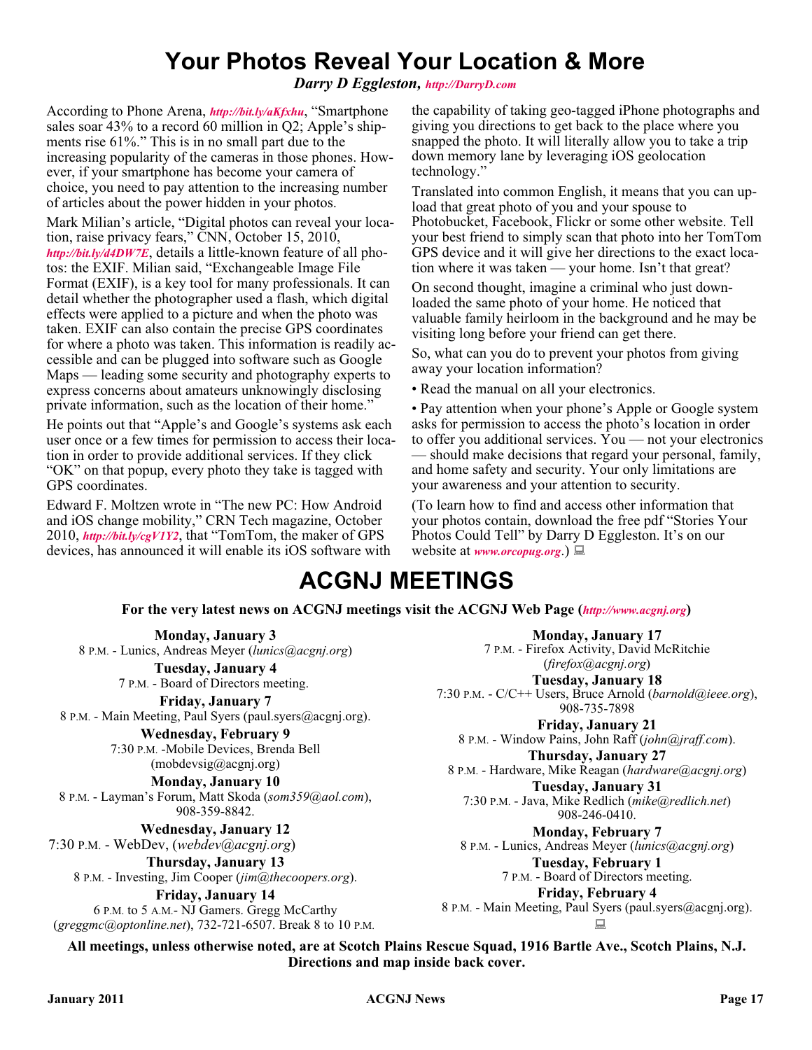# Your Photos Reveal Your Location & More

***Darry D Eggleston,*** ***http://DarryD.com***

According to Phone Arena, ***http://bit.ly/aKfxhu***, "Smartphone sales soar 43% to a record 60 million in Q2; Apple's shipments rise 61%." This is in no small part due to the increasing popularity of the cameras in those phones. However, if your smartphone has become your camera of choice, you need to pay attention to the increasing number of articles about the power hidden in your photos.

Mark Milian's article, "Digital photos can reveal your location, raise privacy fears," CNN, October 15, 2010, ***http://bit.ly/d4DW7E***, details a little-known feature of all photos: the EXIF. Milian said, "Exchangeable Image File Format (EXIF), is a key tool for many professionals. It can detail whether the photographer used a flash, which digital effects were applied to a picture and when the photo was taken. EXIF can also contain the precise GPS coordinates for where a photo was taken. This information is readily accessible and can be plugged into software such as Google Maps — leading some security and photography experts to express concerns about amateurs unknowingly disclosing private information, such as the location of their home."

He points out that "Apple's and Google's systems ask each user once or a few times for permission to access their location in order to provide additional services. If they click "OK" on that popup, every photo they take is tagged with GPS coordinates.

Edward F. Moltzen wrote in "The new PC: How Android and iOS change mobility," CRN Tech magazine, October 2010, ***http://bit.ly/cgV1Y2***, that "TomTom, the maker of GPS devices, has announced it will enable its iOS software with the capability of taking geo-tagged iPhone photographs and giving you directions to get back to the place where you snapped the photo. It will literally allow you to take a trip down memory lane by leveraging iOS geolocation technology."

Translated into common English, it means that you can upload that great photo of you and your spouse to Photobucket, Facebook, Flickr or some other website. Tell your best friend to simply scan that photo into her TomTom GPS device and it will give her directions to the exact location where it was taken — your home. Isn't that great?

On second thought, imagine a criminal who just downloaded the same photo of your home. He noticed that valuable family heirloom in the background and he may be visiting long before your friend can get there.

So, what can you do to prevent your photos from giving away your location information?

- Read the manual on all your electronics.
- Pay attention when your phone's Apple or Google system asks for permission to access the photo's location in order to offer you additional services. You — not your electronics — should make decisions that regard your personal, family, and home safety and security. Your only limitations are your awareness and your attention to security.

(To learn how to find and access other information that your photos contain, download the free pdf "Stories Your Photos Could Tell" by Darry D Eggleston. It's on our website at ***www.orcopug.org***.)

# ACGNJ MEETINGS

**For the very latest news on ACGNJ meetings visit the ACGNJ Web Page (*http://www.acgnj.org*)**

**Monday, January 3**
8 P.M. - Lunics, Andreas Meyer (*lunics@acgnj.org*)

**Tuesday, January 4**
7 P.M. - Board of Directors meeting.

**Friday, January 7**
8 P.M. - Main Meeting, Paul Syers (paul.syers@acgnj.org).

**Wednesday, February 9**
7:30 P.M. -Mobile Devices, Brenda Bell (mobdevsig@acgnj.org)

**Monday, January 10**
8 P.M. - Layman's Forum, Matt Skoda (*som359@aol.com*), 908-359-8842.

**Wednesday, January 12**
7:30 P.M. - WebDev, (*webdev@acgnj.org*)

**Thursday, January 13**
8 P.M. - Investing, Jim Cooper (*jim@thecoopers.org*).

**Friday, January 14**
6 P.M. to 5 A.M.- NJ Gamers. Gregg McCarthy (*greggmc@optonline.net*), 732-721-6507. Break 8 to 10 P.M.

**Monday, January 17**
7 P.M. - Firefox Activity, David McRitchie (*firefox@acgnj.org*)

**Tuesday, January 18**
7:30 P.M. - C/C++ Users, Bruce Arnold (*barnold@ieee.org*), 908-735-7898

**Friday, January 21**
8 P.M. - Window Pains, John Raff (*john@jraff.com*).

**Thursday, January 27**
8 P.M. - Hardware, Mike Reagan (*hardware@acgnj.org*)

**Tuesday, January 31**
7:30 P.M. - Java, Mike Redlich (*mike@redlich.net*) 908-246-0410.

**Monday, February 7**
8 P.M. - Lunics, Andreas Meyer (*lunics@acgnj.org*)

**Tuesday, February 1**
7 P.M. - Board of Directors meeting.

**Friday, February 4**
8 P.M. - Main Meeting, Paul Syers (paul.syers@acgnj.org).

**All meetings, unless otherwise noted, are at Scotch Plains Rescue Squad, 1916 Bartle Ave., Scotch Plains, N.J. Directions and map inside back cover.**